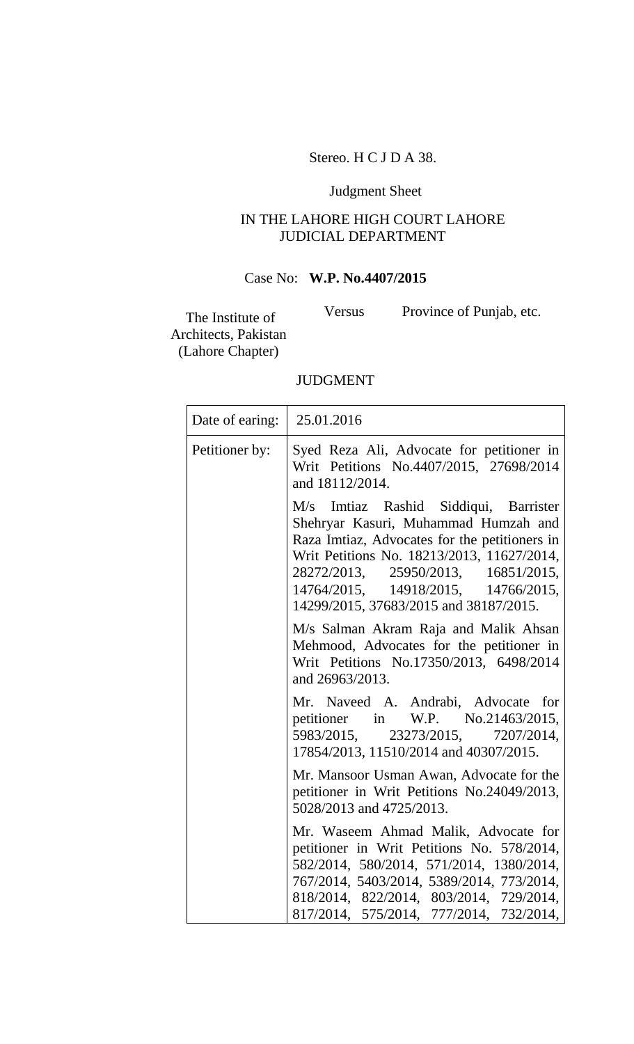Stereo. H C J D A 38.

Judgment Sheet

IN THE LAHORE HIGH COURT LAHORE
JUDICIAL DEPARTMENT

Case No: **W.P. No.4407/2015**

The Institute of Architects, Pakistan (Lahore Chapter) Versus Province of Punjab, etc.

JUDGMENT

| Date of earing: | 25.01.2016 |
|---|---|
| Petitioner by: | Syed Reza Ali, Advocate for petitioner in Writ Petitions No.4407/2015, 27698/2014 and 18112/2014.<br><br>M/s Imtiaz Rashid Siddiqui, Barrister Shehryar Kasuri, Muhammad Humzah and Raza Imtiaz, Advocates for the petitioners in Writ Petitions No. 18213/2013, 11627/2014, 28272/2013, 25950/2013, 16851/2015, 14764/2015, 14918/2015, 14766/2015, 14299/2015, 37683/2015 and 38187/2015.<br><br>M/s Salman Akram Raja and Malik Ahsan Mehmood, Advocates for the petitioner in Writ Petitions No.17350/2013, 6498/2014 and 26963/2013.<br><br>Mr. Naveed A. Andrabi, Advocate for petitioner in W.P. No.21463/2015, 5983/2015, 23273/2015, 7207/2014, 17854/2013, 11510/2014 and 40307/2015.<br><br>Mr. Mansoor Usman Awan, Advocate for the petitioner in Writ Petitions No.24049/2013, 5028/2013 and 4725/2013.<br><br>Mr. Waseem Ahmad Malik, Advocate for petitioner in Writ Petitions No. 578/2014, 582/2014, 580/2014, 571/2014, 1380/2014, 767/2014, 5403/2014, 5389/2014, 773/2014, 818/2014, 822/2014, 803/2014, 729/2014, 817/2014, 575/2014, 777/2014, 732/2014, |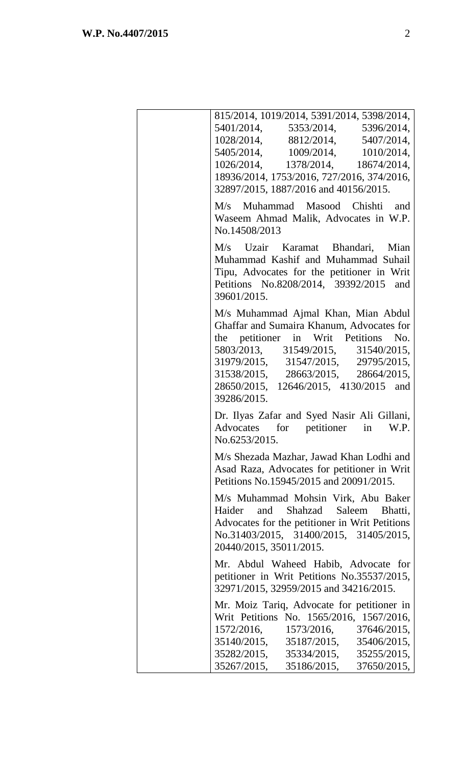| | |
|---|---|
| | 815/2014, 1019/2014, 5391/2014, 5398/2014, 5401/2014, 5353/2014, 5396/2014, 1028/2014, 8812/2014, 5407/2014, 5405/2014, 1009/2014, 1010/2014, 1026/2014, 1378/2014, 18674/2014, 18936/2014, 1753/2016, 727/2016, 374/2016, 32897/2015, 1887/2016 and 40156/2015.<br><br>M/s Muhammad Masood Chishti and Waseem Ahmad Malik, Advocates in W.P. No.14508/2013<br><br>M/s Uzair Karamat Bhandari, Mian Muhammad Kashif and Muhammad Suhail Tipu, Advocates for the petitioner in Writ Petitions No.8208/2014, 39392/2015 and 39601/2015.<br><br>M/s Muhammad Ajmal Khan, Mian Abdul Ghaffar and Sumaira Khanum, Advocates for the petitioner in Writ Petitions No. 5803/2013, 31549/2015, 31540/2015, 31979/2015, 31547/2015, 29795/2015, 31538/2015, 28663/2015, 28664/2015, 28650/2015, 12646/2015, 4130/2015 and 39286/2015.<br><br>Dr. Ilyas Zafar and Syed Nasir Ali Gillani, Advocates for petitioner in W.P. No.6253/2015.<br><br>M/s Shezada Mazhar, Jawad Khan Lodhi and Asad Raza, Advocates for petitioner in Writ Petitions No.15945/2015 and 20091/2015.<br><br>M/s Muhammad Mohsin Virk, Abu Baker Haider and Shahzad Saleem Bhatti, Advocates for the petitioner in Writ Petitions No.31403/2015, 31400/2015, 31405/2015, 20440/2015, 35011/2015.<br><br>Mr. Abdul Waheed Habib, Advocate for petitioner in Writ Petitions No.35537/2015, 32971/2015, 32959/2015 and 34216/2015.<br><br>Mr. Moiz Tariq, Advocate for petitioner in Writ Petitions No. 1565/2016, 1567/2016, 1572/2016, 1573/2016, 37646/2015, 35140/2015, 35187/2015, 35406/2015, 35282/2015, 35334/2015, 35255/2015, 35267/2015, 35186/2015, 37650/2015, |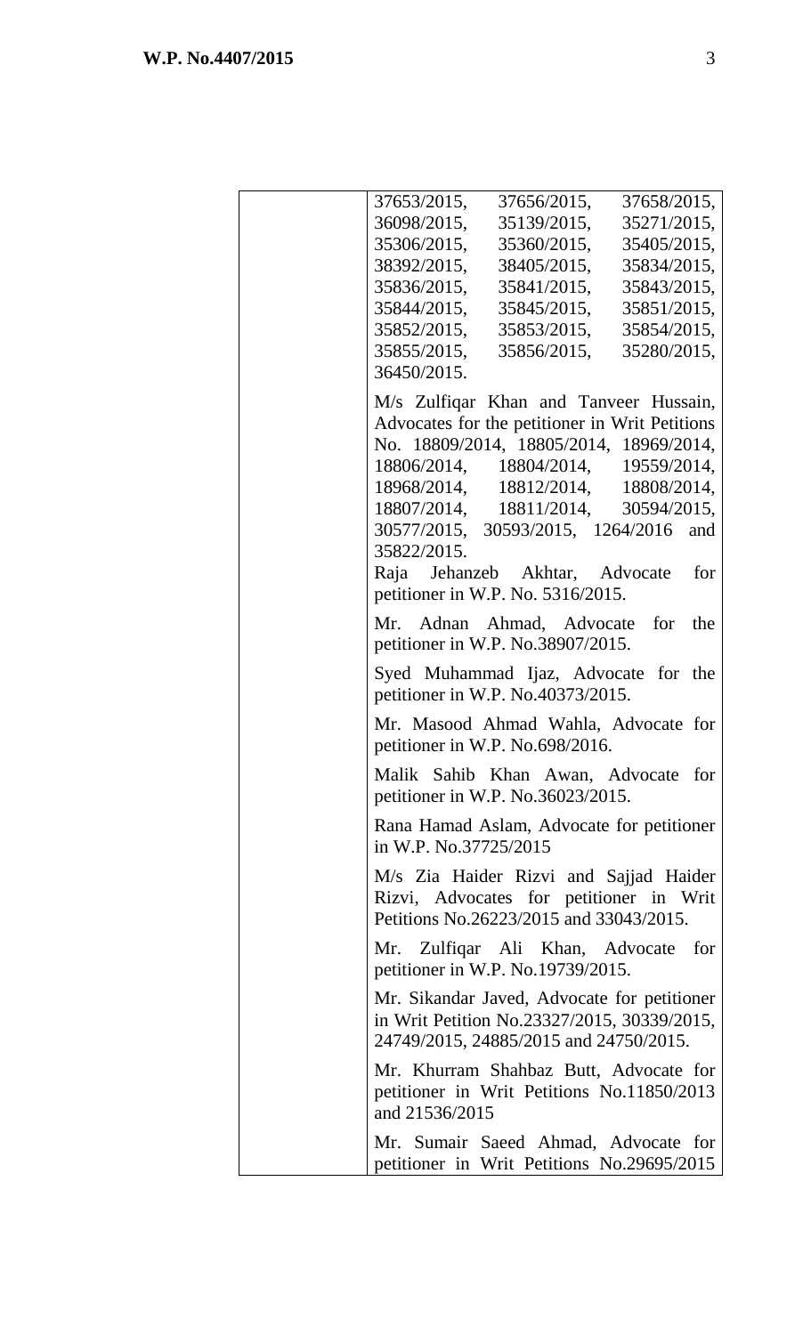| | 37653/2015, 37656/2015, 37658/2015, 36098/2015, 35139/2015, 35271/2015, 35306/2015, 35360/2015, 35405/2015, 38392/2015, 38405/2015, 35834/2015, 35836/2015, 35841/2015, 35843/2015, 35844/2015, 35845/2015, 35851/2015, 35852/2015, 35853/2015, 35854/2015, 35855/2015, 35856/2015, 35280/2015, 36450/2015.<br><br>M/s Zulfiqar Khan and Tanveer Hussain, Advocates for the petitioner in Writ Petitions No. 18809/2014, 18805/2014, 18969/2014, 18806/2014, 18804/2014, 19559/2014, 18968/2014, 18812/2014, 18808/2014, 18807/2014, 18811/2014, 30594/2015, 30577/2015, 30593/2015, 1264/2016 and 35822/2015.<br>Raja Jehanzeb Akhtar, Advocate for petitioner in W.P. No. 5316/2015.<br><br>Mr. Adnan Ahmad, Advocate for the petitioner in W.P. No.38907/2015.<br><br>Syed Muhammad Ijaz, Advocate for the petitioner in W.P. No.40373/2015.<br><br>Mr. Masood Ahmad Wahla, Advocate for petitioner in W.P. No.698/2016.<br><br>Malik Sahib Khan Awan, Advocate for petitioner in W.P. No.36023/2015.<br><br>Rana Hamad Aslam, Advocate for petitioner in W.P. No.37725/2015<br><br>M/s Zia Haider Rizvi and Sajjad Haider Rizvi, Advocates for petitioner in Writ Petitions No.26223/2015 and 33043/2015.<br><br>Mr. Zulfiqar Ali Khan, Advocate for petitioner in W.P. No.19739/2015.<br><br>Mr. Sikandar Javed, Advocate for petitioner in Writ Petition No.23327/2015, 30339/2015, 24749/2015, 24885/2015 and 24750/2015.<br><br>Mr. Khurram Shahbaz Butt, Advocate for petitioner in Writ Petitions No.11850/2013 and 21536/2015<br><br>Mr. Sumair Saeed Ahmad, Advocate for petitioner in Writ Petitions No.29695/2015 |
|---|---|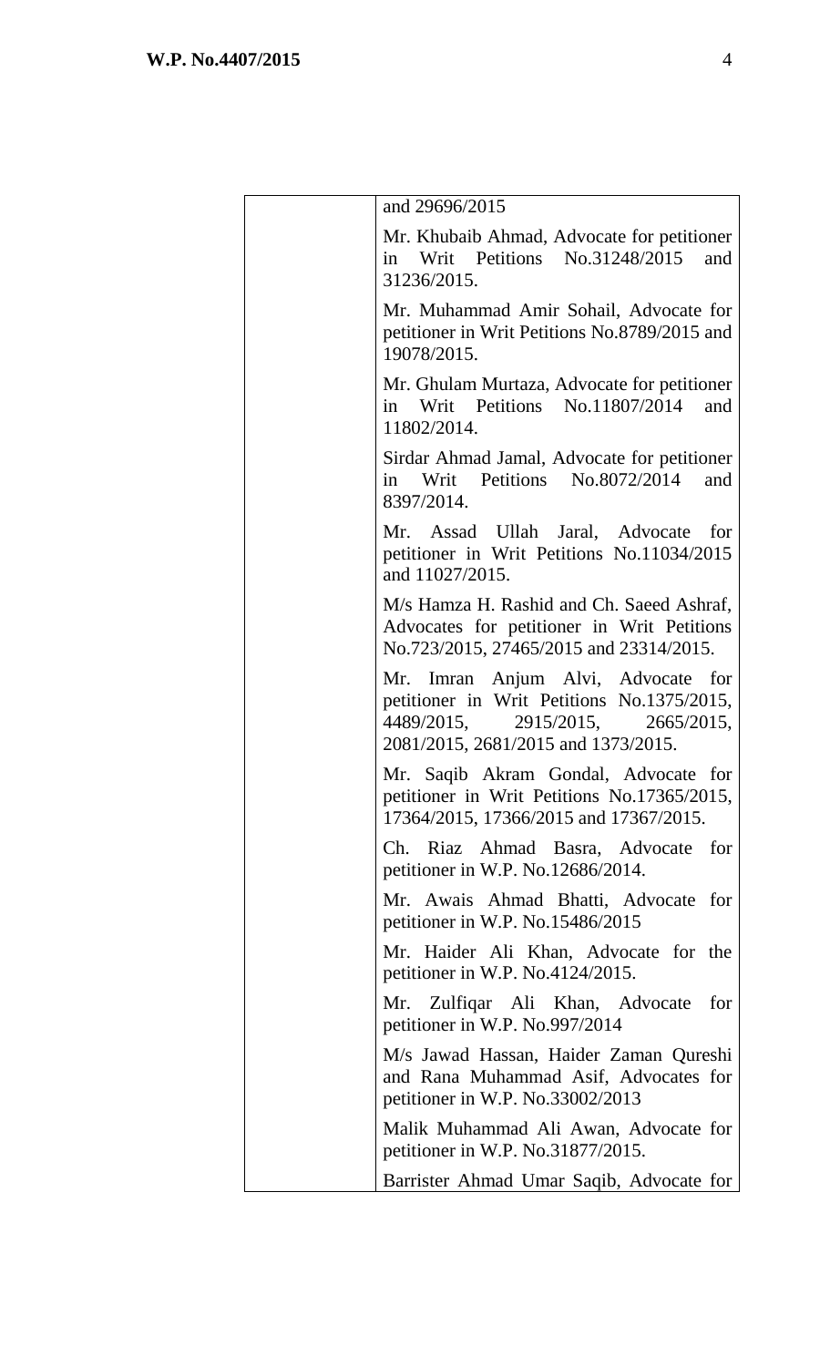| | |
|---|---|
| | and 29696/2015 |
| | Mr. Khubaib Ahmad, Advocate for petitioner in Writ Petitions No.31248/2015 and 31236/2015. |
| | Mr. Muhammad Amir Sohail, Advocate for petitioner in Writ Petitions No.8789/2015 and 19078/2015. |
| | Mr. Ghulam Murtaza, Advocate for petitioner in Writ Petitions No.11807/2014 and 11802/2014. |
| | Sirdar Ahmad Jamal, Advocate for petitioner in Writ Petitions No.8072/2014 and 8397/2014. |
| | Mr. Assad Ullah Jaral, Advocate for petitioner in Writ Petitions No.11034/2015 and 11027/2015. |
| | M/s Hamza H. Rashid and Ch. Saeed Ashraf, Advocates for petitioner in Writ Petitions No.723/2015, 27465/2015 and 23314/2015. |
| | Mr. Imran Anjum Alvi, Advocate for petitioner in Writ Petitions No.1375/2015, 4489/2015, 2915/2015, 2665/2015, 2081/2015, 2681/2015 and 1373/2015. |
| | Mr. Saqib Akram Gondal, Advocate for petitioner in Writ Petitions No.17365/2015, 17364/2015, 17366/2015 and 17367/2015. |
| | Ch. Riaz Ahmad Basra, Advocate for petitioner in W.P. No.12686/2014. |
| | Mr. Awais Ahmad Bhatti, Advocate for petitioner in W.P. No.15486/2015 |
| | Mr. Haider Ali Khan, Advocate for the petitioner in W.P. No.4124/2015. |
| | Mr. Zulfiqar Ali Khan, Advocate for petitioner in W.P. No.997/2014 |
| | M/s Jawad Hassan, Haider Zaman Qureshi and Rana Muhammad Asif, Advocates for petitioner in W.P. No.33002/2013 |
| | Malik Muhammad Ali Awan, Advocate for petitioner in W.P. No.31877/2015. |
| | Barrister Ahmad Umar Saqib, Advocate for |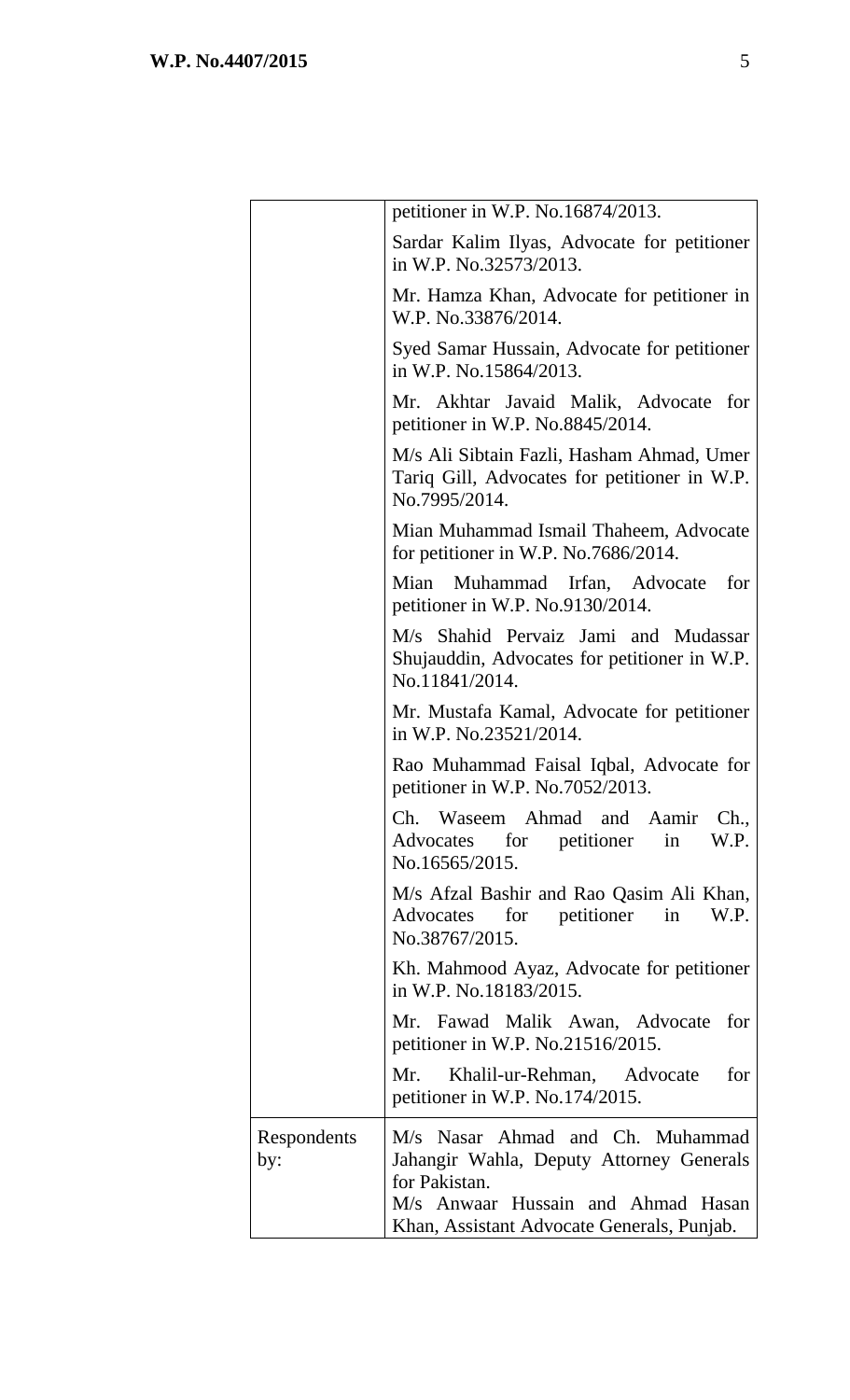| | |
|---|---|
| | petitioner in W.P. No.16874/2013.<br>Sardar Kalim Ilyas, Advocate for petitioner in W.P. No.32573/2013.<br>Mr. Hamza Khan, Advocate for petitioner in W.P. No.33876/2014.<br>Syed Samar Hussain, Advocate for petitioner in W.P. No.15864/2013.<br>Mr. Akhtar Javaid Malik, Advocate for petitioner in W.P. No.8845/2014.<br>M/s Ali Sibtain Fazli, Hasham Ahmad, Umer Tariq Gill, Advocates for petitioner in W.P. No.7995/2014.<br>Mian Muhammad Ismail Thaheem, Advocate for petitioner in W.P. No.7686/2014.<br>Mian Muhammad Irfan, Advocate for petitioner in W.P. No.9130/2014.<br>M/s Shahid Pervaiz Jami and Mudassar Shujauddin, Advocates for petitioner in W.P. No.11841/2014.<br>Mr. Mustafa Kamal, Advocate for petitioner in W.P. No.23521/2014.<br>Rao Muhammad Faisal Iqbal, Advocate for petitioner in W.P. No.7052/2013.<br>Ch. Waseem Ahmad and Aamir Ch., Advocates for petitioner in W.P. No.16565/2015.<br>M/s Afzal Bashir and Rao Qasim Ali Khan, Advocates for petitioner in W.P. No.38767/2015.<br>Kh. Mahmood Ayaz, Advocate for petitioner in W.P. No.18183/2015.<br>Mr. Fawad Malik Awan, Advocate for petitioner in W.P. No.21516/2015.<br>Mr. Khalil-ur-Rehman, Advocate for petitioner in W.P. No.174/2015. |
| Respondents by: | M/s Nasar Ahmad and Ch. Muhammad Jahangir Wahla, Deputy Attorney Generals for Pakistan.<br>M/s Anwaar Hussain and Ahmad Hasan Khan, Assistant Advocate Generals, Punjab. |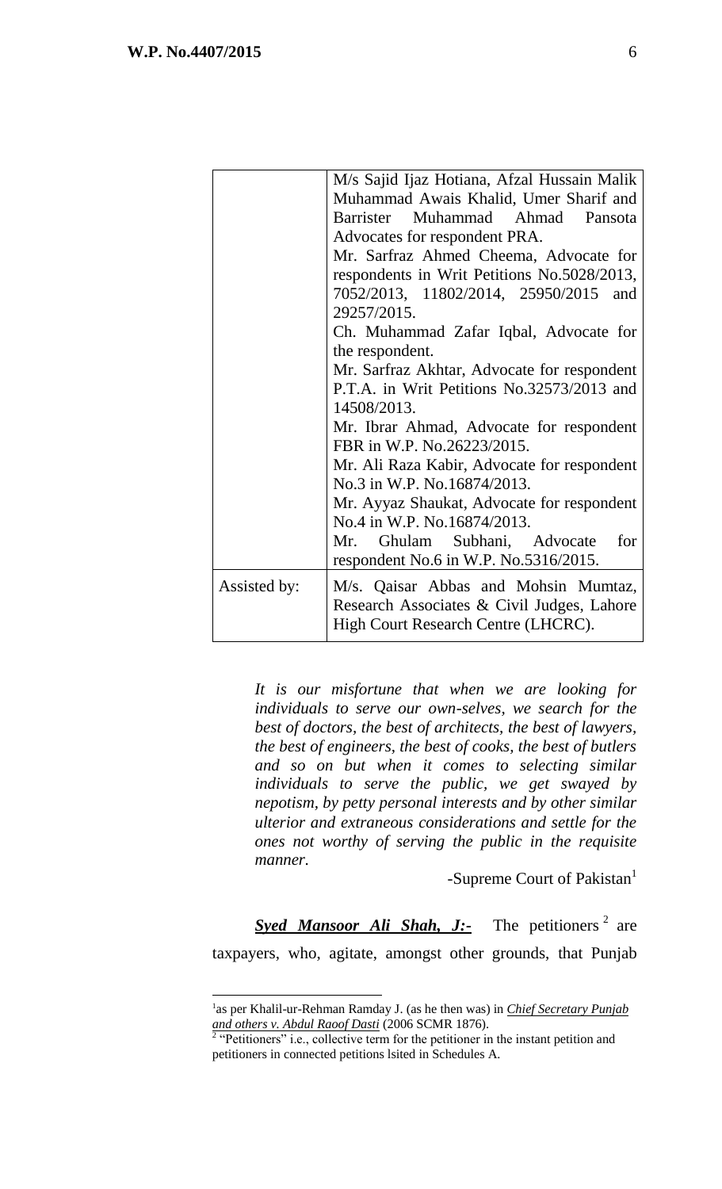| | |
|---|---|
| | M/s Sajid Ijaz Hotiana, Afzal Hussain Malik Muhammad Awais Khalid, Umer Sharif and Barrister Muhammad Ahmad Pansota Advocates for respondent PRA.<br>Mr. Sarfraz Ahmed Cheema, Advocate for respondents in Writ Petitions No.5028/2013, 7052/2013, 11802/2014, 25950/2015 and 29257/2015.<br>Ch. Muhammad Zafar Iqbal, Advocate for the respondent.<br>Mr. Sarfraz Akhtar, Advocate for respondent P.T.A. in Writ Petitions No.32573/2013 and 14508/2013.<br>Mr. Ibrar Ahmad, Advocate for respondent FBR in W.P. No.26223/2015.<br>Mr. Ali Raza Kabir, Advocate for respondent No.3 in W.P. No.16874/2013.<br>Mr. Ayyaz Shaukat, Advocate for respondent No.4 in W.P. No.16874/2013.<br>Mr. Ghulam Subhani, Advocate for respondent No.6 in W.P. No.5316/2015. |
| Assisted by: | M/s. Qaisar Abbas and Mohsin Mumtaz, Research Associates & Civil Judges, Lahore High Court Research Centre (LHCRC). |

> *It is our misfortune that when we are looking for individuals to serve our own-selves, we search for the best of doctors, the best of architects, the best of lawyers, the best of engineers, the best of cooks, the best of butlers and so on but when it comes to selecting similar individuals to serve the public, we get swayed by nepotism, by petty personal interests and by other similar ulterior and extraneous considerations and settle for the ones not worthy of serving the public in the requisite manner.*
>
> -Supreme Court of Pakistan[1]

***Syed Mansoor Ali Shah, J:-*** The petitioners[2] are taxpayers, who, agitate, amongst other grounds, that Punjab

---

[1] as per Khalil-ur-Rehman Ramday J. (as he then was) in ***Chief Secretary Punjab and others v. Abdul Raoof Dasti*** (2006 SCMR 1876).

[2] "Petitioners" i.e., collective term for the petitioner in the instant petition and petitioners in connected petitions lsited in Schedules A.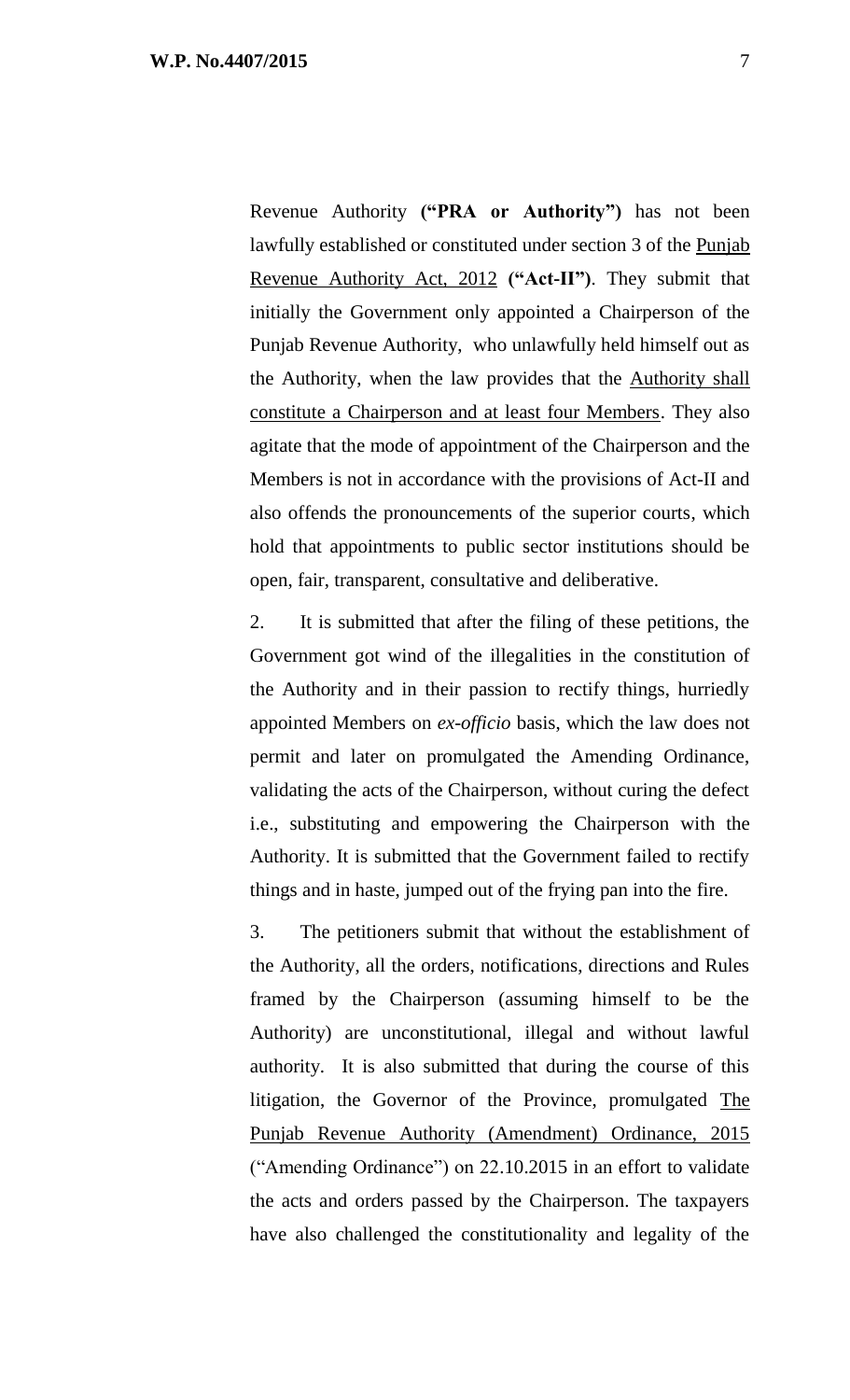Revenue Authority **("PRA or Authority")** has not been lawfully established or constituted under section 3 of the Punjab Revenue Authority Act, 2012 **("Act-II")**. They submit that initially the Government only appointed a Chairperson of the Punjab Revenue Authority, who unlawfully held himself out as the Authority, when the law provides that the Authority shall constitute a Chairperson and at least four Members. They also agitate that the mode of appointment of the Chairperson and the Members is not in accordance with the provisions of Act-II and also offends the pronouncements of the superior courts, which hold that appointments to public sector institutions should be open, fair, transparent, consultative and deliberative.

2. It is submitted that after the filing of these petitions, the Government got wind of the illegalities in the constitution of the Authority and in their passion to rectify things, hurriedly appointed Members on *ex-officio* basis, which the law does not permit and later on promulgated the Amending Ordinance, validating the acts of the Chairperson, without curing the defect i.e., substituting and empowering the Chairperson with the Authority. It is submitted that the Government failed to rectify things and in haste, jumped out of the frying pan into the fire.

3. The petitioners submit that without the establishment of the Authority, all the orders, notifications, directions and Rules framed by the Chairperson (assuming himself to be the Authority) are unconstitutional, illegal and without lawful authority. It is also submitted that during the course of this litigation, the Governor of the Province, promulgated The Punjab Revenue Authority (Amendment) Ordinance, 2015 ("Amending Ordinance") on 22.10.2015 in an effort to validate the acts and orders passed by the Chairperson. The taxpayers have also challenged the constitutionality and legality of the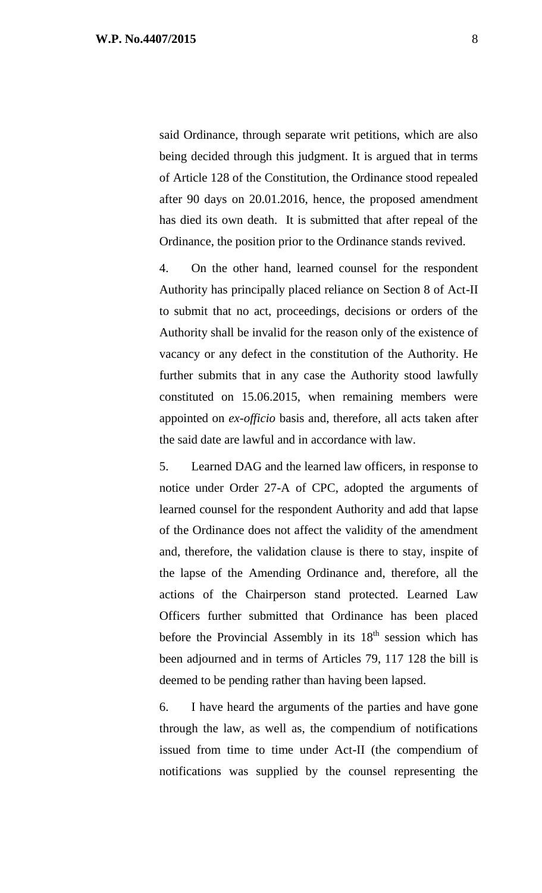said Ordinance, through separate writ petitions, which are also being decided through this judgment. It is argued that in terms of Article 128 of the Constitution, the Ordinance stood repealed after 90 days on 20.01.2016, hence, the proposed amendment has died its own death. It is submitted that after repeal of the Ordinance, the position prior to the Ordinance stands revived.

4. On the other hand, learned counsel for the respondent Authority has principally placed reliance on Section 8 of Act-II to submit that no act, proceedings, decisions or orders of the Authority shall be invalid for the reason only of the existence of vacancy or any defect in the constitution of the Authority. He further submits that in any case the Authority stood lawfully constituted on 15.06.2015, when remaining members were appointed on *ex-officio* basis and, therefore, all acts taken after the said date are lawful and in accordance with law.

5. Learned DAG and the learned law officers, in response to notice under Order 27-A of CPC, adopted the arguments of learned counsel for the respondent Authority and add that lapse of the Ordinance does not affect the validity of the amendment and, therefore, the validation clause is there to stay, inspite of the lapse of the Amending Ordinance and, therefore, all the actions of the Chairperson stand protected. Learned Law Officers further submitted that Ordinance has been placed before the Provincial Assembly in its 18th session which has been adjourned and in terms of Articles 79, 117 128 the bill is deemed to be pending rather than having been lapsed.

6. I have heard the arguments of the parties and have gone through the law, as well as, the compendium of notifications issued from time to time under Act-II (the compendium of notifications was supplied by the counsel representing the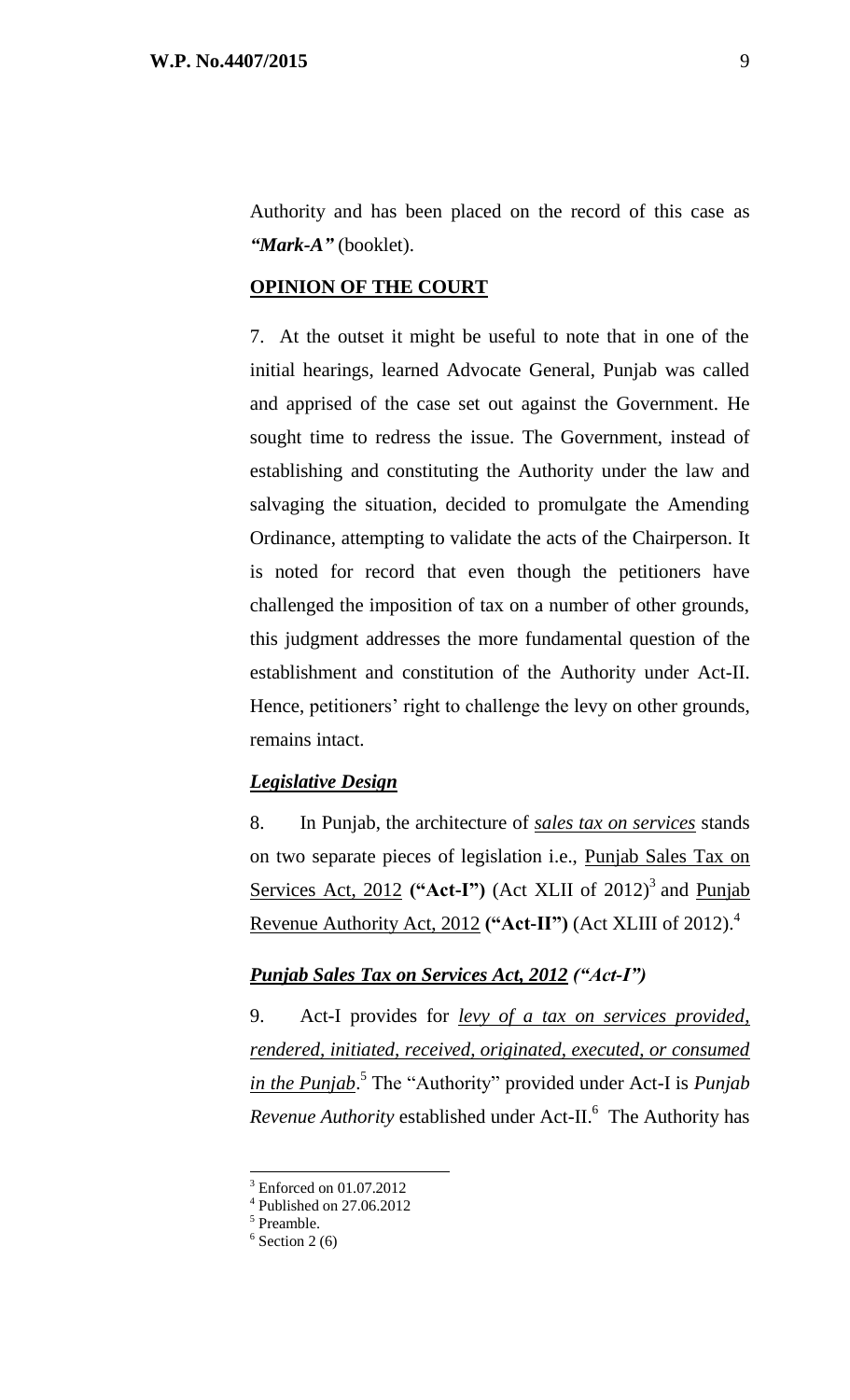Authority and has been placed on the record of this case as ***"Mark-A"*** (booklet).

**OPINION OF THE COURT**

7. At the outset it might be useful to note that in one of the initial hearings, learned Advocate General, Punjab was called and apprised of the case set out against the Government. He sought time to redress the issue. The Government, instead of establishing and constituting the Authority under the law and salvaging the situation, decided to promulgate the Amending Ordinance, attempting to validate the acts of the Chairperson. It is noted for record that even though the petitioners have challenged the imposition of tax on a number of other grounds, this judgment addresses the more fundamental question of the establishment and constitution of the Authority under Act-II. Hence, petitioners' right to challenge the levy on other grounds, remains intact.

***Legislative Design***

8. In Punjab, the architecture of *sales tax on services* stands on two separate pieces of legislation i.e., Punjab Sales Tax on Services Act, 2012 **("Act-I")** (Act XLII of 2012)[3] and Punjab Revenue Authority Act, 2012 **("Act-II")** (Act XLIII of 2012).[4]

***Punjab Sales Tax on Services Act, 2012 ("Act-I")***

9. Act-I provides for *levy of a tax on services provided, rendered, initiated, received, originated, executed, or consumed in the Punjab*.[5] The "Authority" provided under Act-I is *Punjab Revenue Authority* established under Act-II.[6] The Authority has

---

[3] Enforced on 01.07.2012

[4] Published on 27.06.2012

[5] Preamble.

[6] Section 2 (6)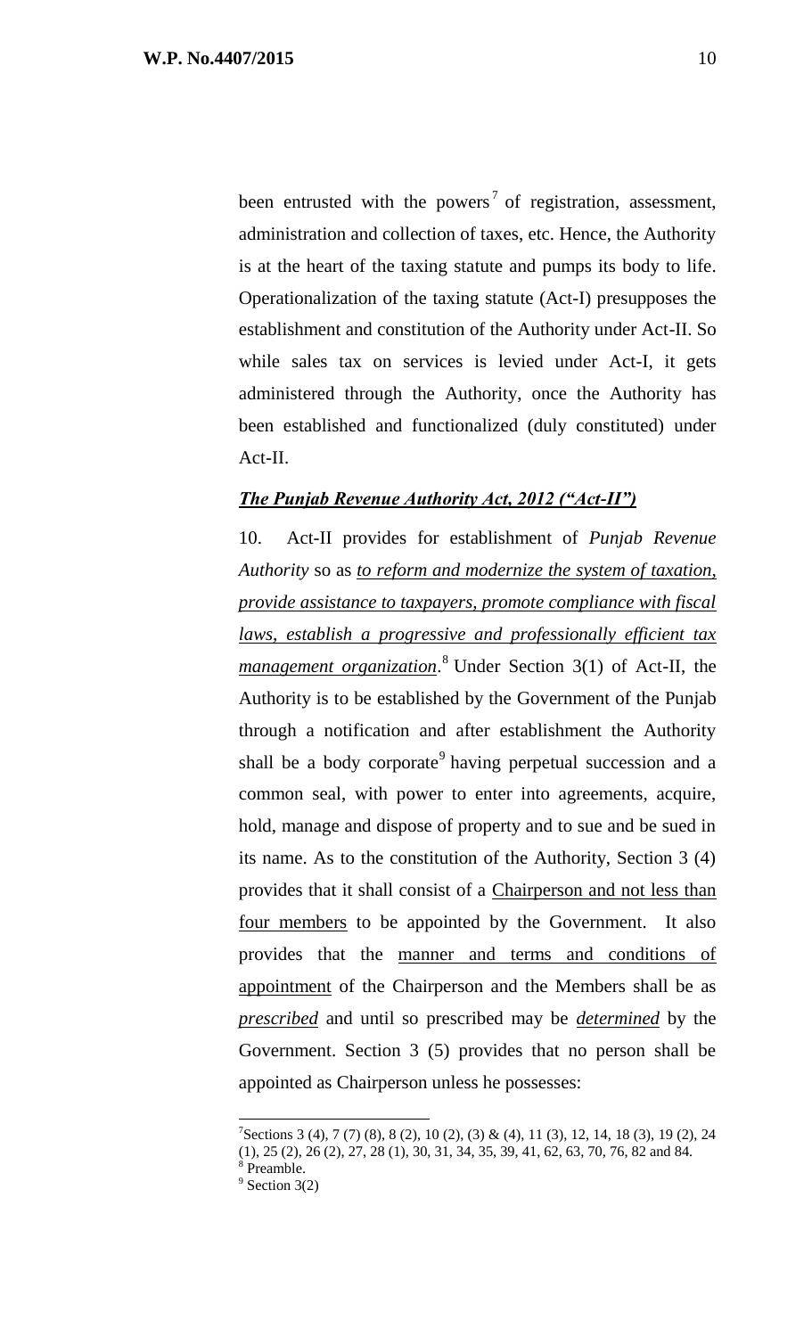been entrusted with the powers[7] of registration, assessment, administration and collection of taxes, etc. Hence, the Authority is at the heart of the taxing statute and pumps its body to life. Operationalization of the taxing statute (Act-I) presupposes the establishment and constitution of the Authority under Act-II. So while sales tax on services is levied under Act-I, it gets administered through the Authority, once the Authority has been established and functionalized (duly constituted) under Act-II.

***The Punjab Revenue Authority Act, 2012 ("Act-II")***

10. Act-II provides for establishment of *Punjab Revenue Authority* so as *to reform and modernize the system of taxation, provide assistance to taxpayers, promote compliance with fiscal laws, establish a progressive and professionally efficient tax management organization*.[8] Under Section 3(1) of Act-II, the Authority is to be established by the Government of the Punjab through a notification and after establishment the Authority shall be a body corporate[9] having perpetual succession and a common seal, with power to enter into agreements, acquire, hold, manage and dispose of property and to sue and be sued in its name. As to the constitution of the Authority, Section 3 (4) provides that it shall consist of a Chairperson and not less than four members to be appointed by the Government. It also provides that the manner and terms and conditions of appointment of the Chairperson and the Members shall be as ***prescribed*** and until so prescribed may be ***determined*** by the Government. Section 3 (5) provides that no person shall be appointed as Chairperson unless he possesses:

---

[7] Sections 3 (4), 7 (7) (8), 8 (2), 10 (2), (3) & (4), 11 (3), 12, 14, 18 (3), 19 (2), 24 (1), 25 (2), 26 (2), 27, 28 (1), 30, 31, 34, 35, 39, 41, 62, 63, 70, 76, 82 and 84.

[8] Preamble.

[9] Section 3(2)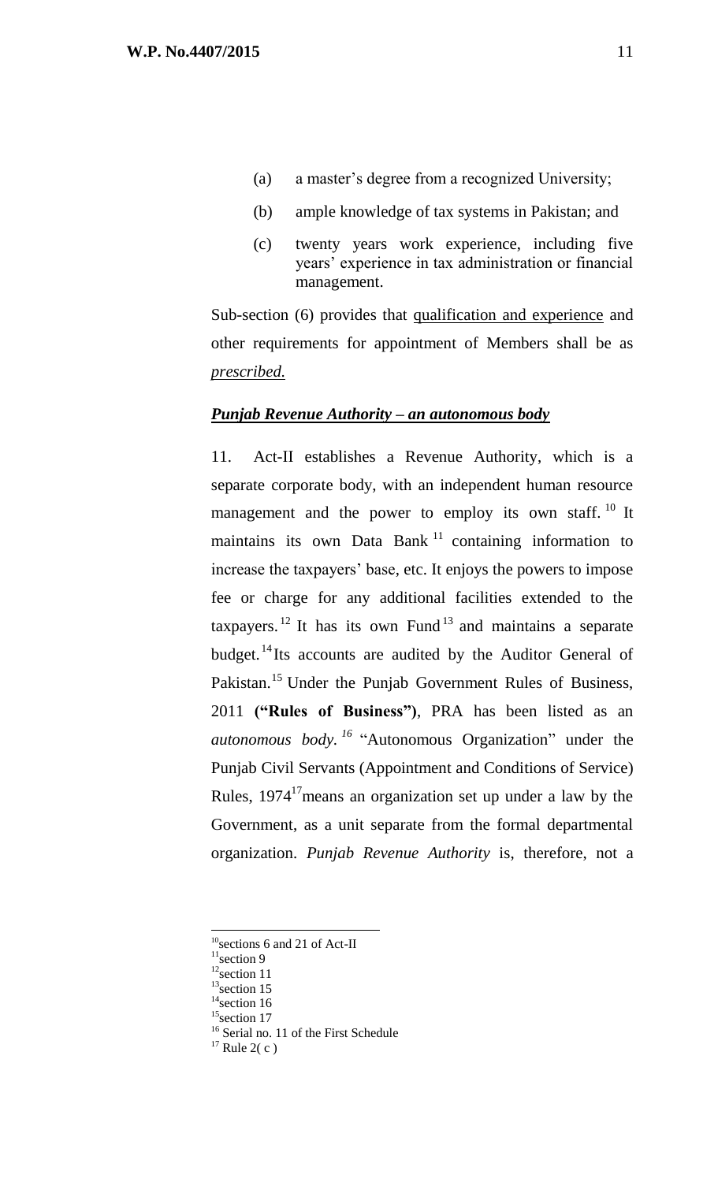(a) a master's degree from a recognized University;

(b) ample knowledge of tax systems in Pakistan; and

(c) twenty years work experience, including five years' experience in tax administration or financial management.

Sub-section (6) provides that qualification and experience and other requirements for appointment of Members shall be as *prescribed.*

***Punjab Revenue Authority – an autonomous body***

11. Act-II establishes a Revenue Authority, which is a separate corporate body, with an independent human resource management and the power to employ its own staff.[10] It maintains its own Data Bank[11] containing information to increase the taxpayers' base, etc. It enjoys the powers to impose fee or charge for any additional facilities extended to the taxpayers.[12] It has its own Fund[13] and maintains a separate budget.[14] Its accounts are audited by the Auditor General of Pakistan.[15] Under the Punjab Government Rules of Business, 2011 **("Rules of Business")**, PRA has been listed as an *autonomous body.*[16] "Autonomous Organization" under the Punjab Civil Servants (Appointment and Conditions of Service) Rules, 1974[17] means an organization set up under a law by the Government, as a unit separate from the formal departmental organization. *Punjab Revenue Authority* is, therefore, not a

---

[10] sections 6 and 21 of Act-II

[11] section 9

[12] section 11

[13] section 15

[14] section 16

[15] section 17

[16] Serial no. 11 of the First Schedule

[17] Rule 2( c )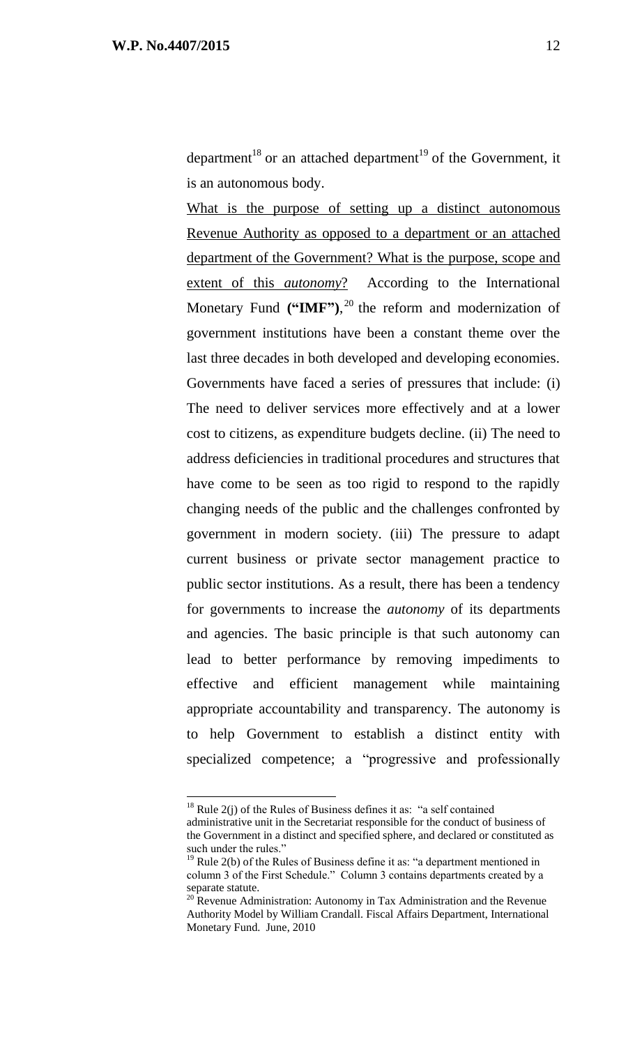department[18] or an attached department[19] of the Government, it is an autonomous body.

What is the purpose of setting up a distinct autonomous Revenue Authority as opposed to a department or an attached department of the Government? What is the purpose, scope and extent of this *autonomy*? According to the International Monetary Fund **("IMF")**,[20] the reform and modernization of government institutions have been a constant theme over the last three decades in both developed and developing economies. Governments have faced a series of pressures that include: (i) The need to deliver services more effectively and at a lower cost to citizens, as expenditure budgets decline. (ii) The need to address deficiencies in traditional procedures and structures that have come to be seen as too rigid to respond to the rapidly changing needs of the public and the challenges confronted by government in modern society. (iii) The pressure to adapt current business or private sector management practice to public sector institutions. As a result, there has been a tendency for governments to increase the *autonomy* of its departments and agencies. The basic principle is that such autonomy can lead to better performance by removing impediments to effective and efficient management while maintaining appropriate accountability and transparency. The autonomy is to help Government to establish a distinct entity with specialized competence; a "progressive and professionally

---

[18] Rule 2(j) of the Rules of Business defines it as: "a self contained administrative unit in the Secretariat responsible for the conduct of business of the Government in a distinct and specified sphere, and declared or constituted as such under the rules."

[19] Rule 2(b) of the Rules of Business define it as: "a department mentioned in column 3 of the First Schedule." Column 3 contains departments created by a separate statute.

[20] Revenue Administration: Autonomy in Tax Administration and the Revenue Authority Model by William Crandall. Fiscal Affairs Department, International Monetary Fund. June, 2010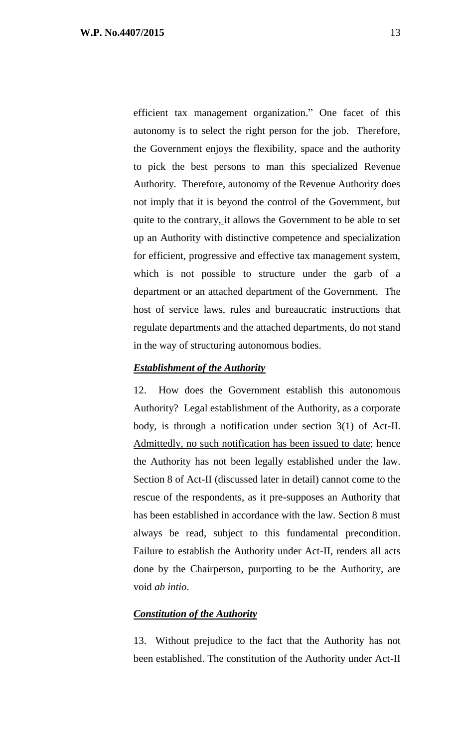efficient tax management organization." One facet of this autonomy is to select the right person for the job. Therefore, the Government enjoys the flexibility, space and the authority to pick the best persons to man this specialized Revenue Authority. Therefore, autonomy of the Revenue Authority does not imply that it is beyond the control of the Government, but quite to the contrary, it allows the Government to be able to set up an Authority with distinctive competence and specialization for efficient, progressive and effective tax management system, which is not possible to structure under the garb of a department or an attached department of the Government. The host of service laws, rules and bureaucratic instructions that regulate departments and the attached departments, do not stand in the way of structuring autonomous bodies.

***Establishment of the Authority***

12. How does the Government establish this autonomous Authority? Legal establishment of the Authority, as a corporate body, is through a notification under section 3(1) of Act-II. Admittedly, no such notification has been issued to date; hence the Authority has not been legally established under the law. Section 8 of Act-II (discussed later in detail) cannot come to the rescue of the respondents, as it pre-supposes an Authority that has been established in accordance with the law. Section 8 must always be read, subject to this fundamental precondition. Failure to establish the Authority under Act-II, renders all acts done by the Chairperson, purporting to be the Authority, are void *ab intio*.

***Constitution of the Authority***

13. Without prejudice to the fact that the Authority has not been established. The constitution of the Authority under Act-II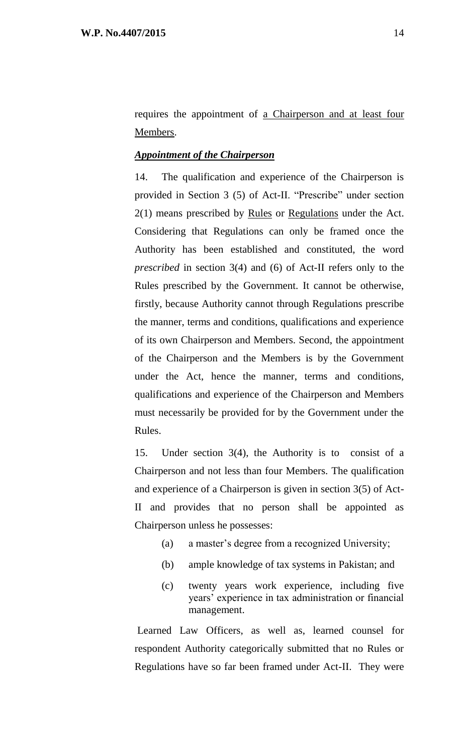requires the appointment of <u>a Chairperson and at least four Members</u>.

***<u>Appointment of the Chairperson</u>***

14. The qualification and experience of the Chairperson is provided in Section 3 (5) of Act-II. "Prescribe" under section 2(1) means prescribed by <u>Rules</u> or <u>Regulations</u> under the Act. Considering that Regulations can only be framed once the Authority has been established and constituted, the word *prescribed* in section 3(4) and (6) of Act-II refers only to the Rules prescribed by the Government. It cannot be otherwise, firstly, because Authority cannot through Regulations prescribe the manner, terms and conditions, qualifications and experience of its own Chairperson and Members. Second, the appointment of the Chairperson and the Members is by the Government under the Act, hence the manner, terms and conditions, qualifications and experience of the Chairperson and Members must necessarily be provided for by the Government under the Rules.

15. Under section 3(4), the Authority is to consist of a Chairperson and not less than four Members. The qualification and experience of a Chairperson is given in section 3(5) of Act-II and provides that no person shall be appointed as Chairperson unless he possesses:

(a) a master's degree from a recognized University;

(b) ample knowledge of tax systems in Pakistan; and

(c) twenty years work experience, including five years' experience in tax administration or financial management.

Learned Law Officers, as well as, learned counsel for respondent Authority categorically submitted that no Rules or Regulations have so far been framed under Act-II. They were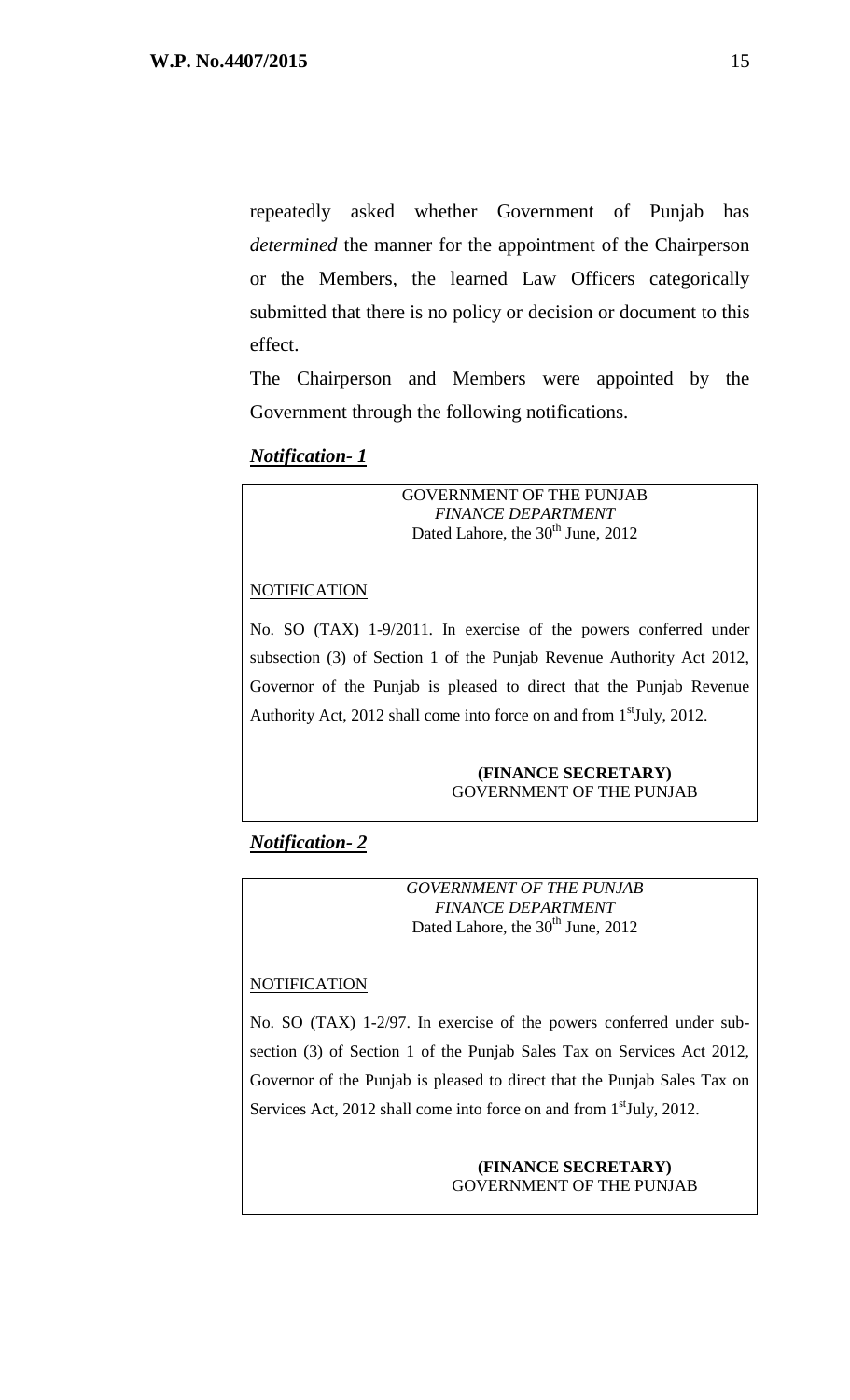repeatedly asked whether Government of Punjab has *determined* the manner for the appointment of the Chairperson or the Members, the learned Law Officers categorically submitted that there is no policy or decision or document to this effect.

The Chairperson and Members were appointed by the Government through the following notifications.

***Notification- 1***

> GOVERNMENT OF THE PUNJAB
> *FINANCE DEPARTMENT*
> Dated Lahore, the 30th June, 2012
>
> NOTIFICATION
>
> No. SO (TAX) 1-9/2011. In exercise of the powers conferred under subsection (3) of Section 1 of the Punjab Revenue Authority Act 2012, Governor of the Punjab is pleased to direct that the Punjab Revenue Authority Act, 2012 shall come into force on and from 1st July, 2012.
>
> **(FINANCE SECRETARY)**
> GOVERNMENT OF THE PUNJAB

***Notification- 2***

> *GOVERNMENT OF THE PUNJAB*
> *FINANCE DEPARTMENT*
> Dated Lahore, the 30th June, 2012
>
> NOTIFICATION
>
> No. SO (TAX) 1-2/97. In exercise of the powers conferred under sub-section (3) of Section 1 of the Punjab Sales Tax on Services Act 2012, Governor of the Punjab is pleased to direct that the Punjab Sales Tax on Services Act, 2012 shall come into force on and from 1st July, 2012.
>
> **(FINANCE SECRETARY)**
> GOVERNMENT OF THE PUNJAB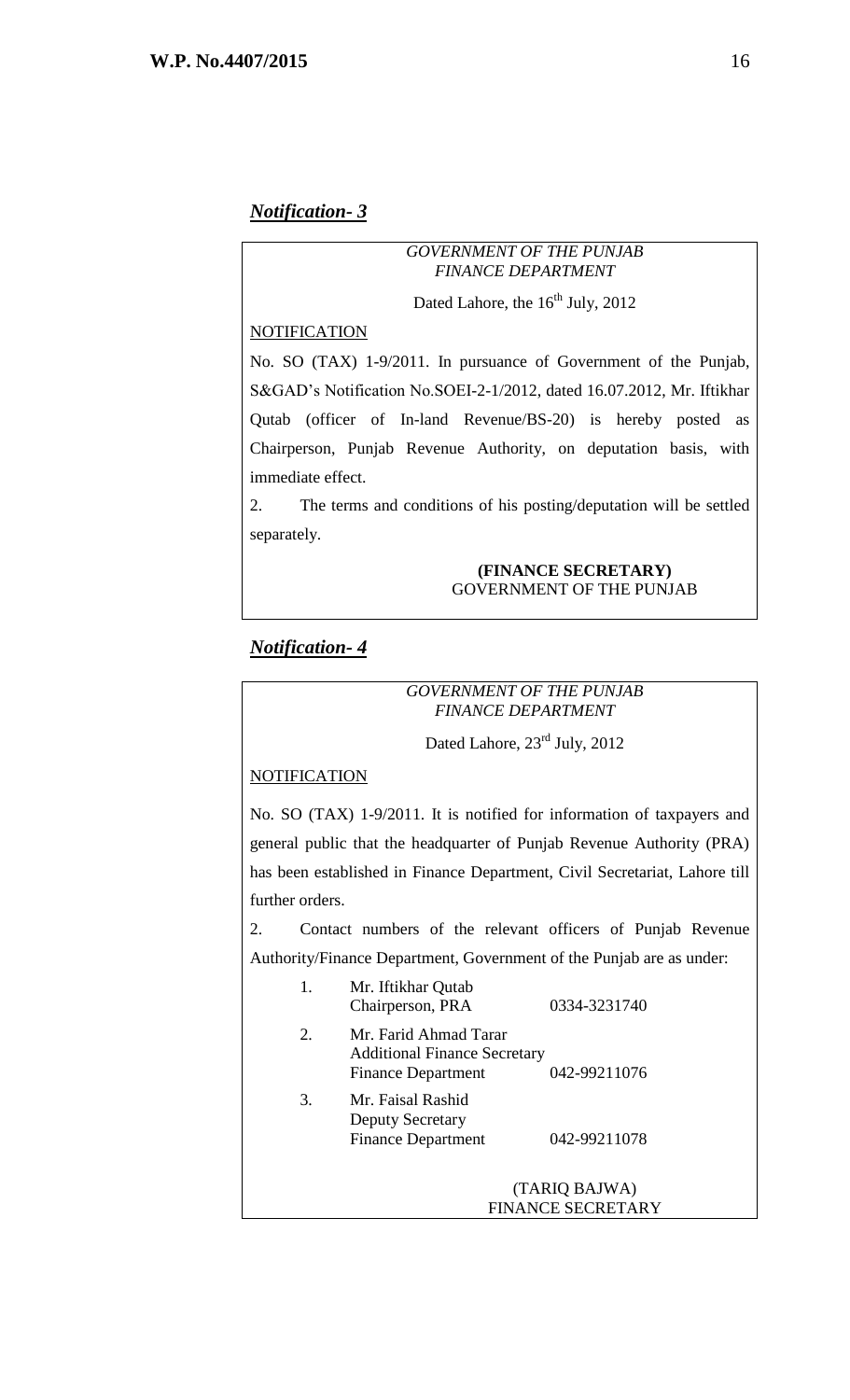***Notification- 3***

*GOVERNMENT OF THE PUNJAB*
*FINANCE DEPARTMENT*

Dated Lahore, the 16th July, 2012

NOTIFICATION

No. SO (TAX) 1-9/2011. In pursuance of Government of the Punjab, S&GAD's Notification No.SOEI-2-1/2012, dated 16.07.2012, Mr. Iftikhar Qutab (officer of In-land Revenue/BS-20) is hereby posted as Chairperson, Punjab Revenue Authority, on deputation basis, with immediate effect.

2. The terms and conditions of his posting/deputation will be settled separately.

**(FINANCE SECRETARY)**
GOVERNMENT OF THE PUNJAB

***Notification- 4***

*GOVERNMENT OF THE PUNJAB*
*FINANCE DEPARTMENT*

Dated Lahore, 23rd July, 2012

NOTIFICATION

No. SO (TAX) 1-9/2011. It is notified for information of taxpayers and general public that the headquarter of Punjab Revenue Authority (PRA) has been established in Finance Department, Civil Secretariat, Lahore till further orders.

2. Contact numbers of the relevant officers of Punjab Revenue Authority/Finance Department, Government of the Punjab are as under:

1. Mr. Iftikhar Qutab
   Chairperson, PRA — 0334-3231740
2. Mr. Farid Ahmad Tarar
   Additional Finance Secretary
   Finance Department — 042-99211076
3. Mr. Faisal Rashid
   Deputy Secretary
   Finance Department — 042-99211078

(TARIQ BAJWA)
FINANCE SECRETARY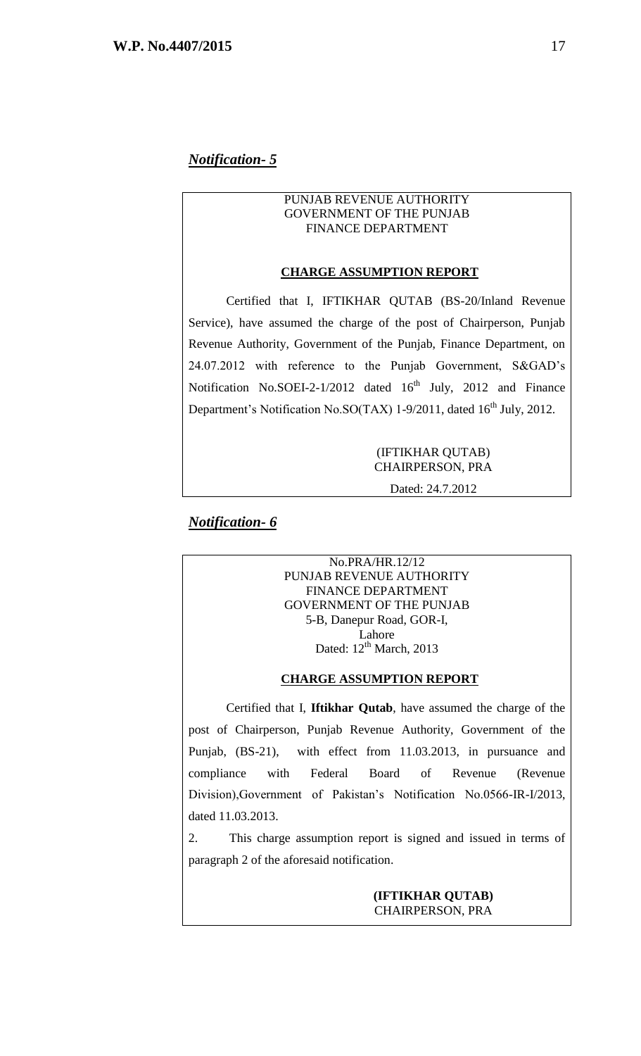***Notification- 5***

PUNJAB REVENUE AUTHORITY
GOVERNMENT OF THE PUNJAB
FINANCE DEPARTMENT

**CHARGE ASSUMPTION REPORT**

Certified that I, IFTIKHAR QUTAB (BS-20/Inland Revenue Service), have assumed the charge of the post of Chairperson, Punjab Revenue Authority, Government of the Punjab, Finance Department, on 24.07.2012 with reference to the Punjab Government, S&GAD's Notification No.SOEI-2-1/2012 dated 16th July, 2012 and Finance Department's Notification No.SO(TAX) 1-9/2011, dated 16th July, 2012.

(IFTIKHAR QUTAB)
CHAIRPERSON, PRA

Dated: 24.7.2012

***Notification- 6***

No.PRA/HR.12/12
PUNJAB REVENUE AUTHORITY
FINANCE DEPARTMENT
GOVERNMENT OF THE PUNJAB
5-B, Danepur Road, GOR-I,
Lahore
Dated: 12th March, 2013

**CHARGE ASSUMPTION REPORT**

Certified that I, **Iftikhar Qutab**, have assumed the charge of the post of Chairperson, Punjab Revenue Authority, Government of the Punjab, (BS-21), with effect from 11.03.2013, in pursuance and compliance with Federal Board of Revenue (Revenue Division),Government of Pakistan's Notification No.0566-IR-I/2013, dated 11.03.2013.

2. This charge assumption report is signed and issued in terms of paragraph 2 of the aforesaid notification.

**(IFTIKHAR QUTAB)**
CHAIRPERSON, PRA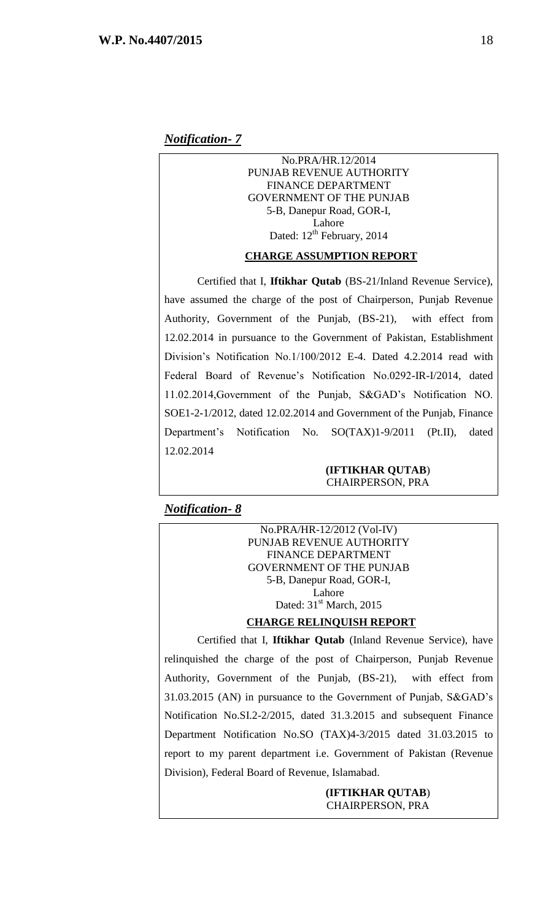***Notification- 7***

No.PRA/HR.12/2014
PUNJAB REVENUE AUTHORITY
FINANCE DEPARTMENT
GOVERNMENT OF THE PUNJAB
5-B, Danepur Road, GOR-I,
Lahore
Dated: 12th February, 2014

**CHARGE ASSUMPTION REPORT**

Certified that I, **Iftikhar Qutab** (BS-21/Inland Revenue Service), have assumed the charge of the post of Chairperson, Punjab Revenue Authority, Government of the Punjab, (BS-21), with effect from 12.02.2014 in pursuance to the Government of Pakistan, Establishment Division's Notification No.1/100/2012 E-4. Dated 4.2.2014 read with Federal Board of Revenue's Notification No.0292-IR-I/2014, dated 11.02.2014,Government of the Punjab, S&GAD's Notification NO. SOE1-2-1/2012, dated 12.02.2014 and Government of the Punjab, Finance Department's Notification No. SO(TAX)1-9/2011 (Pt.II), dated 12.02.2014

**(IFTIKHAR QUTAB)**
CHAIRPERSON, PRA

***Notification- 8***

No.PRA/HR-12/2012 (Vol-IV)
PUNJAB REVENUE AUTHORITY
FINANCE DEPARTMENT
GOVERNMENT OF THE PUNJAB
5-B, Danepur Road, GOR-I,
Lahore
Dated: 31st March, 2015

**CHARGE RELINQUISH REPORT**

Certified that I, **Iftikhar Qutab** (Inland Revenue Service), have relinquished the charge of the post of Chairperson, Punjab Revenue Authority, Government of the Punjab, (BS-21), with effect from 31.03.2015 (AN) in pursuance to the Government of Punjab, S&GAD's Notification No.SI.2-2/2015, dated 31.3.2015 and subsequent Finance Department Notification No.SO (TAX)4-3/2015 dated 31.03.2015 to report to my parent department i.e. Government of Pakistan (Revenue Division), Federal Board of Revenue, Islamabad.

**(IFTIKHAR QUTAB)**
CHAIRPERSON, PRA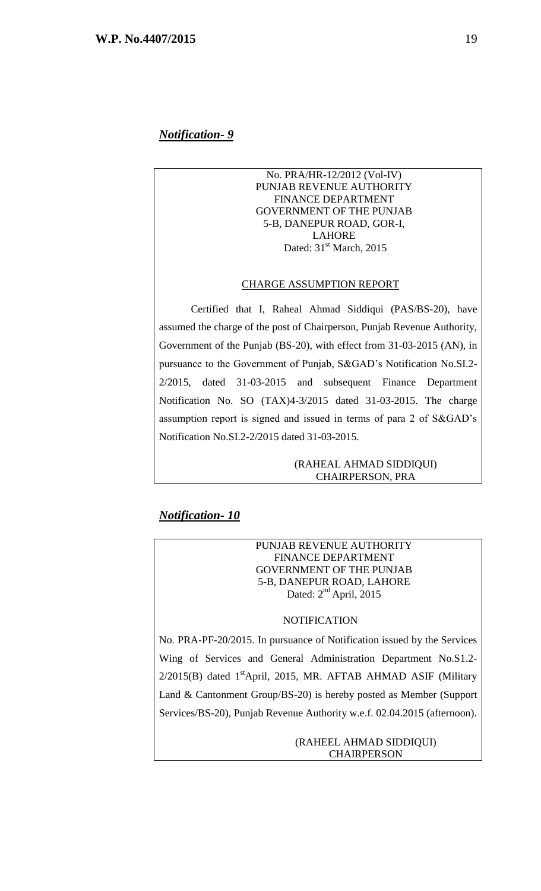***Notification- 9***

No. PRA/HR-12/2012 (Vol-IV)
PUNJAB REVENUE AUTHORITY
FINANCE DEPARTMENT
GOVERNMENT OF THE PUNJAB
5-B, DANEPUR ROAD, GOR-I,
LAHORE
Dated: 31st March, 2015

CHARGE ASSUMPTION REPORT

Certified that I, Raheal Ahmad Siddiqui (PAS/BS-20), have assumed the charge of the post of Chairperson, Punjab Revenue Authority, Government of the Punjab (BS-20), with effect from 31-03-2015 (AN), in pursuance to the Government of Punjab, S&GAD's Notification No.SI.2-2/2015, dated 31-03-2015 and subsequent Finance Department Notification No. SO (TAX)4-3/2015 dated 31-03-2015. The charge assumption report is signed and issued in terms of para 2 of S&GAD's Notification No.SI.2-2/2015 dated 31-03-2015.

(RAHEAL AHMAD SIDDIQUI)
CHAIRPERSON, PRA

***Notification- 10***

PUNJAB REVENUE AUTHORITY
FINANCE DEPARTMENT
GOVERNMENT OF THE PUNJAB
5-B, DANEPUR ROAD, LAHORE
Dated: 2nd April, 2015

NOTIFICATION

No. PRA-PF-20/2015. In pursuance of Notification issued by the Services Wing of Services and General Administration Department No.S1.2-2/2015(B) dated 1st April, 2015, MR. AFTAB AHMAD ASIF (Military Land & Cantonment Group/BS-20) is hereby posted as Member (Support Services/BS-20), Punjab Revenue Authority w.e.f. 02.04.2015 (afternoon).

(RAHEEL AHMAD SIDDIQUI)
CHAIRPERSON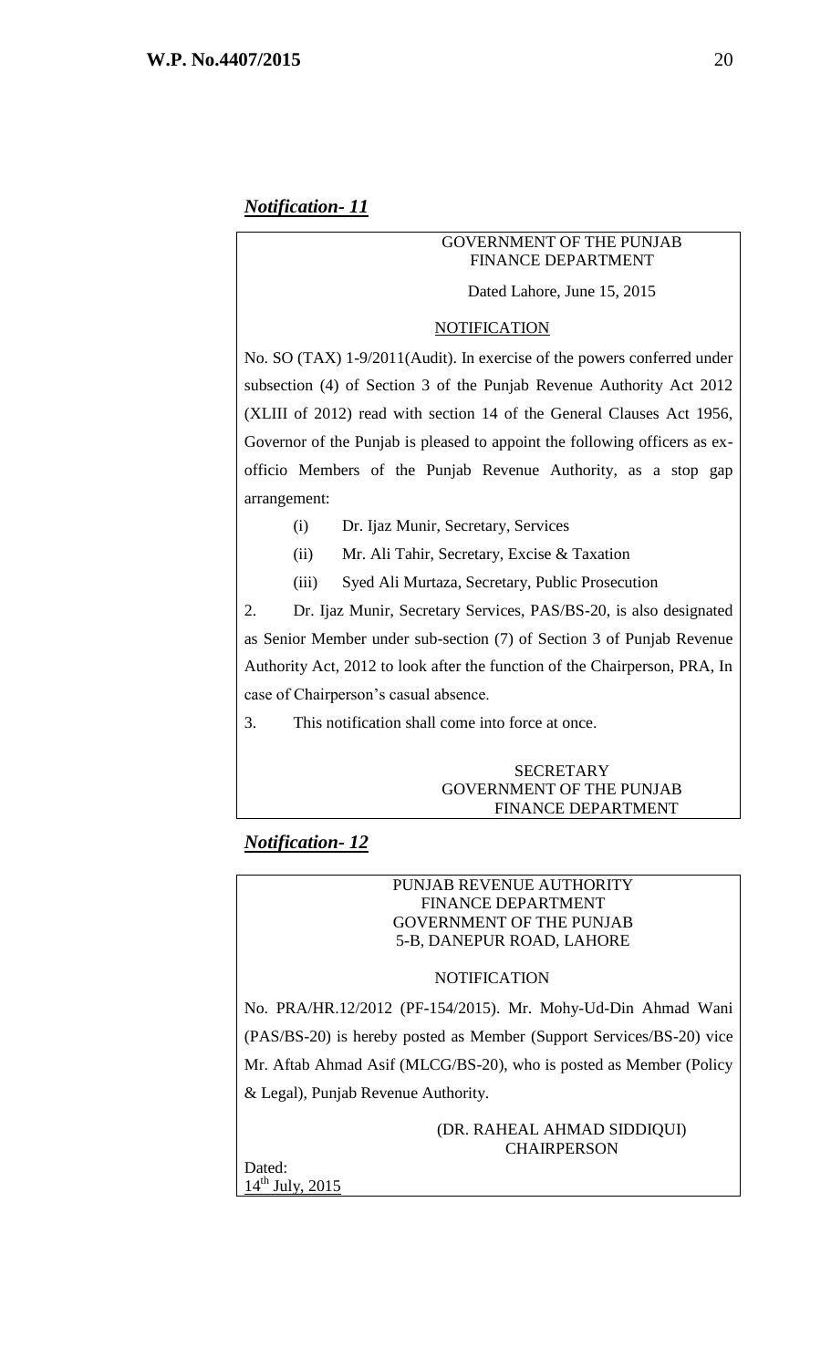***Notification- 11***

GOVERNMENT OF THE PUNJAB
FINANCE DEPARTMENT

Dated Lahore, June 15, 2015

NOTIFICATION

No. SO (TAX) 1-9/2011(Audit). In exercise of the powers conferred under subsection (4) of Section 3 of the Punjab Revenue Authority Act 2012 (XLIII of 2012) read with section 14 of the General Clauses Act 1956, Governor of the Punjab is pleased to appoint the following officers as ex-officio Members of the Punjab Revenue Authority, as a stop gap arrangement:

(i) Dr. Ijaz Munir, Secretary, Services

(ii) Mr. Ali Tahir, Secretary, Excise & Taxation

(iii) Syed Ali Murtaza, Secretary, Public Prosecution

2. Dr. Ijaz Munir, Secretary Services, PAS/BS-20, is also designated as Senior Member under sub-section (7) of Section 3 of Punjab Revenue Authority Act, 2012 to look after the function of the Chairperson, PRA, In case of Chairperson's casual absence.

3. This notification shall come into force at once.

SECRETARY
GOVERNMENT OF THE PUNJAB
FINANCE DEPARTMENT

***Notification- 12***

PUNJAB REVENUE AUTHORITY
FINANCE DEPARTMENT
GOVERNMENT OF THE PUNJAB
5-B, DANEPUR ROAD, LAHORE

NOTIFICATION

No. PRA/HR.12/2012 (PF-154/2015). Mr. Mohy-Ud-Din Ahmad Wani (PAS/BS-20) is hereby posted as Member (Support Services/BS-20) vice Mr. Aftab Ahmad Asif (MLCG/BS-20), who is posted as Member (Policy & Legal), Punjab Revenue Authority.

(DR. RAHEAL AHMAD SIDDIQUI)
CHAIRPERSON

Dated:
14th July, 2015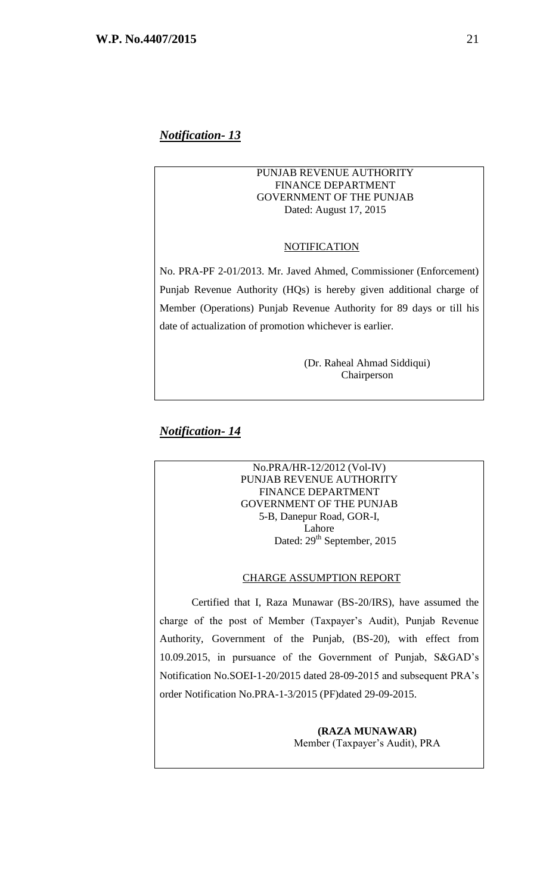***Notification- 13***

PUNJAB REVENUE AUTHORITY
FINANCE DEPARTMENT
GOVERNMENT OF THE PUNJAB
Dated: August 17, 2015

NOTIFICATION

No. PRA-PF 2-01/2013. Mr. Javed Ahmed, Commissioner (Enforcement) Punjab Revenue Authority (HQs) is hereby given additional charge of Member (Operations) Punjab Revenue Authority for 89 days or till his date of actualization of promotion whichever is earlier.

(Dr. Raheal Ahmad Siddiqui)
Chairperson

***Notification- 14***

No.PRA/HR-12/2012 (Vol-IV)
PUNJAB REVENUE AUTHORITY
FINANCE DEPARTMENT
GOVERNMENT OF THE PUNJAB
5-B, Danepur Road, GOR-I,
Lahore
Dated: 29th September, 2015

CHARGE ASSUMPTION REPORT

Certified that I, Raza Munawar (BS-20/IRS), have assumed the charge of the post of Member (Taxpayer's Audit), Punjab Revenue Authority, Government of the Punjab, (BS-20), with effect from 10.09.2015, in pursuance of the Government of Punjab, S&GAD's Notification No.SOEI-1-20/2015 dated 28-09-2015 and subsequent PRA's order Notification No.PRA-1-3/2015 (PF)dated 29-09-2015.

**(RAZA MUNAWAR)**
Member (Taxpayer's Audit), PRA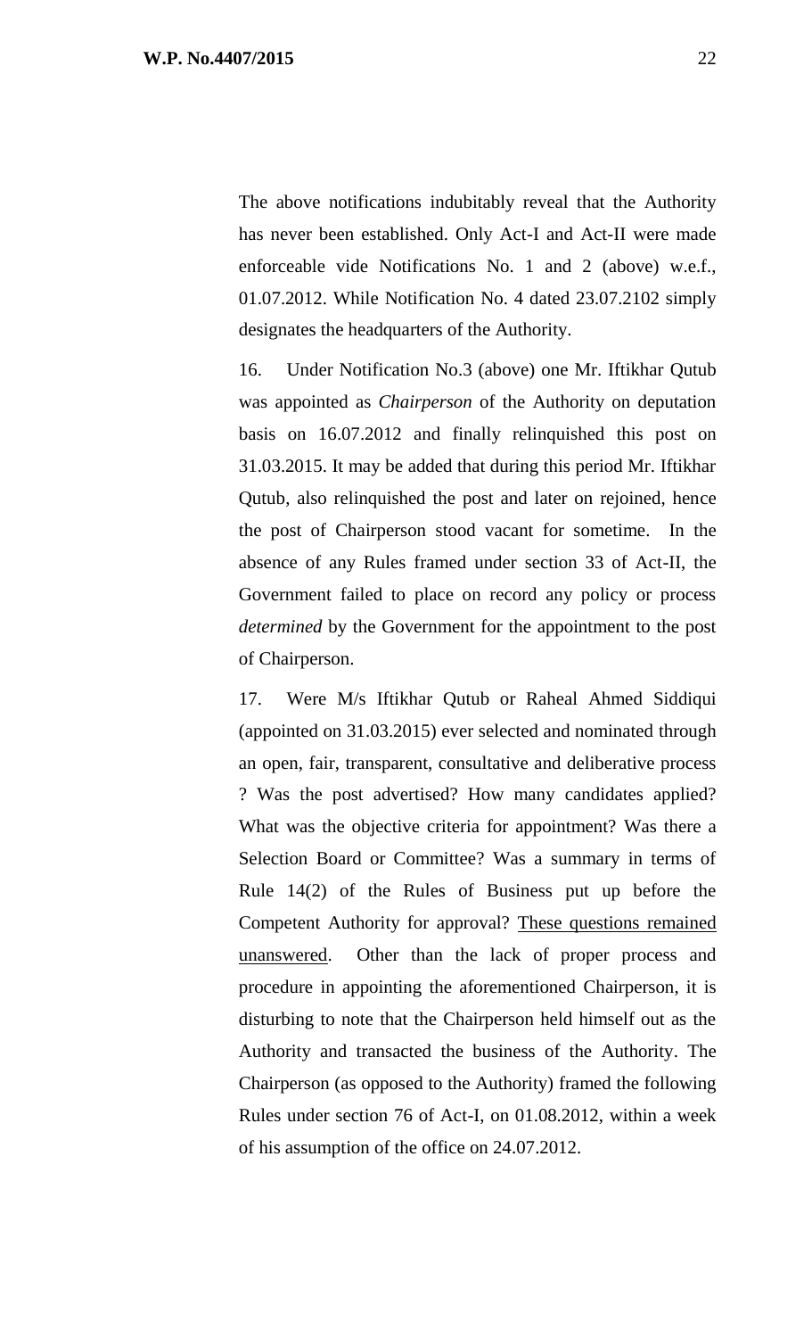The above notifications indubitably reveal that the Authority has never been established. Only Act-I and Act-II were made enforceable vide Notifications No. 1 and 2 (above) w.e.f., 01.07.2012. While Notification No. 4 dated 23.07.2102 simply designates the headquarters of the Authority.

16. Under Notification No.3 (above) one Mr. Iftikhar Qutub was appointed as *Chairperson* of the Authority on deputation basis on 16.07.2012 and finally relinquished this post on 31.03.2015. It may be added that during this period Mr. Iftikhar Qutub, also relinquished the post and later on rejoined, hence the post of Chairperson stood vacant for sometime. In the absence of any Rules framed under section 33 of Act-II, the Government failed to place on record any policy or process *determined* by the Government for the appointment to the post of Chairperson.

17. Were M/s Iftikhar Qutub or Raheal Ahmed Siddiqui (appointed on 31.03.2015) ever selected and nominated through an open, fair, transparent, consultative and deliberative process ? Was the post advertised? How many candidates applied? What was the objective criteria for appointment? Was there a Selection Board or Committee? Was a summary in terms of Rule 14(2) of the Rules of Business put up before the Competent Authority for approval? <u>These questions remained unanswered</u>. Other than the lack of proper process and procedure in appointing the aforementioned Chairperson, it is disturbing to note that the Chairperson held himself out as the Authority and transacted the business of the Authority. The Chairperson (as opposed to the Authority) framed the following Rules under section 76 of Act-I, on 01.08.2012, within a week of his assumption of the office on 24.07.2012.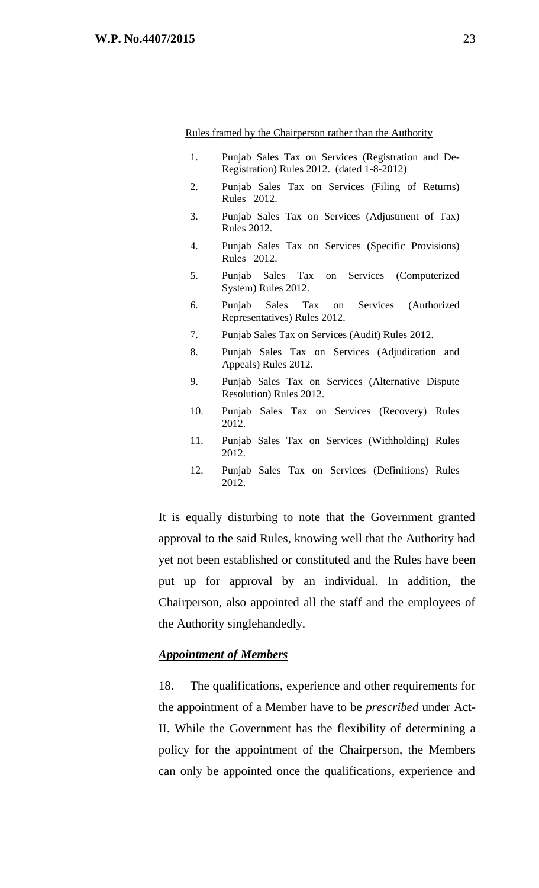<u>Rules framed by the Chairperson rather than the Authority</u>

1. Punjab Sales Tax on Services (Registration and De-Registration) Rules 2012. (dated 1-8-2012)
2. Punjab Sales Tax on Services (Filing of Returns) Rules 2012.
3. Punjab Sales Tax on Services (Adjustment of Tax) Rules 2012.
4. Punjab Sales Tax on Services (Specific Provisions) Rules 2012.
5. Punjab Sales Tax on Services (Computerized System) Rules 2012.
6. Punjab Sales Tax on Services (Authorized Representatives) Rules 2012.
7. Punjab Sales Tax on Services (Audit) Rules 2012.
8. Punjab Sales Tax on Services (Adjudication and Appeals) Rules 2012.
9. Punjab Sales Tax on Services (Alternative Dispute Resolution) Rules 2012.
10. Punjab Sales Tax on Services (Recovery) Rules 2012.
11. Punjab Sales Tax on Services (Withholding) Rules 2012.
12. Punjab Sales Tax on Services (Definitions) Rules 2012.

It is equally disturbing to note that the Government granted approval to the said Rules, knowing well that the Authority had yet not been established or constituted and the Rules have been put up for approval by an individual. In addition, the Chairperson, also appointed all the staff and the employees of the Authority singlehandedly.

***<u>Appointment of Members</u>***

18. The qualifications, experience and other requirements for the appointment of a Member have to be *prescribed* under Act-II. While the Government has the flexibility of determining a policy for the appointment of the Chairperson, the Members can only be appointed once the qualifications, experience and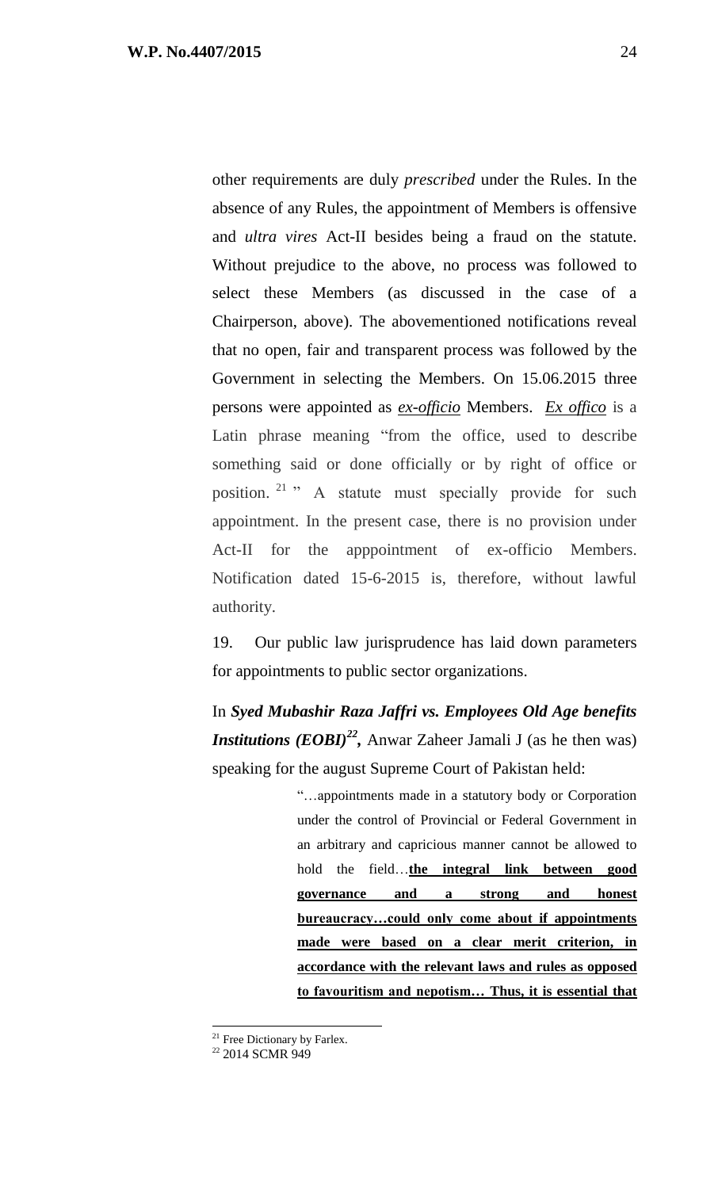other requirements are duly *prescribed* under the Rules. In the absence of any Rules, the appointment of Members is offensive and *ultra vires* Act-II besides being a fraud on the statute. Without prejudice to the above, no process was followed to select these Members (as discussed in the case of a Chairperson, above). The abovementioned notifications reveal that no open, fair and transparent process was followed by the Government in selecting the Members. On 15.06.2015 three persons were appointed as ***ex-officio*** Members. ***Ex offico*** is a Latin phrase meaning "from the office, used to describe something said or done officially or by right of office or position. [21] " A statute must specially provide for such appointment. In the present case, there is no provision under Act-II for the apppointment of ex-officio Members. Notification dated 15-6-2015 is, therefore, without lawful authority.

19. Our public law jurisprudence has laid down parameters for appointments to public sector organizations.

In ***Syed Mubashir Raza Jaffri vs. Employees Old Age benefits Institutions (EOBI)***[22]**,** Anwar Zaheer Jamali J (as he then was) speaking for the august Supreme Court of Pakistan held:

> "…appointments made in a statutory body or Corporation under the control of Provincial or Federal Government in an arbitrary and capricious manner cannot be allowed to hold the field…**the integral link between good governance and a strong and honest bureaucracy…could only come about if appointments made were based on a clear merit criterion, in accordance with the relevant laws and rules as opposed to favouritism and nepotism… Thus, it is essential that**

---

[21] Free Dictionary by Farlex.

[22] 2014 SCMR 949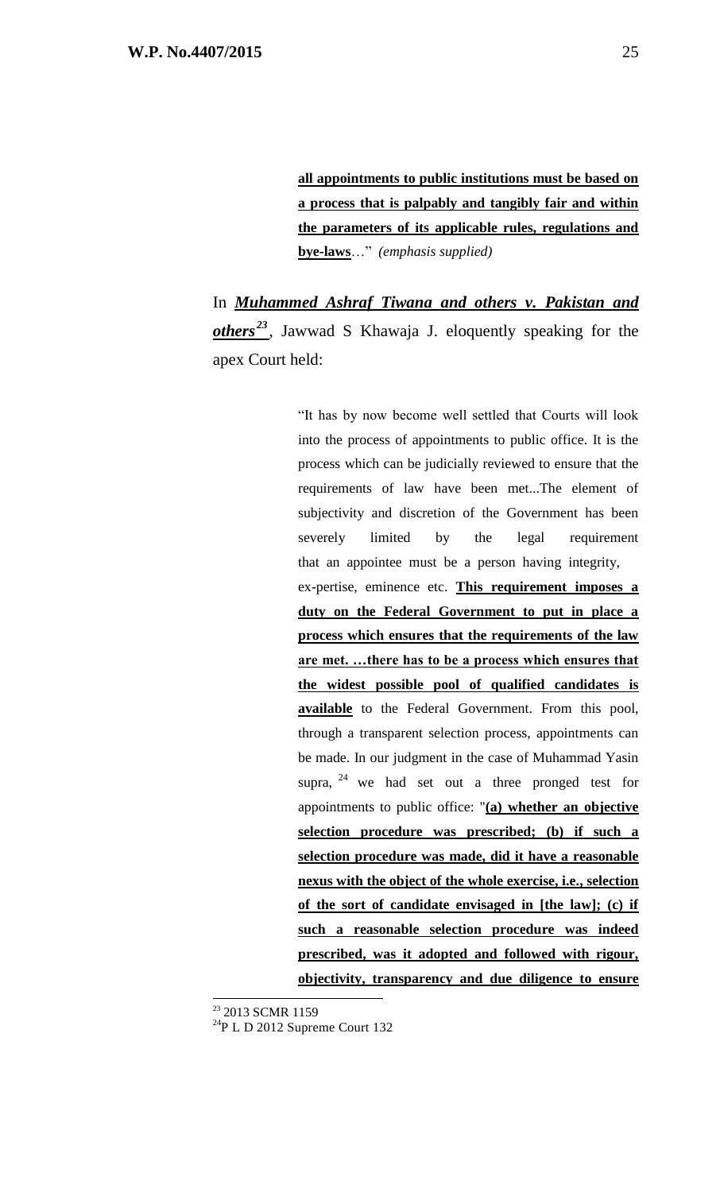> **all appointments to public institutions must be based on a process that is palpably and tangibly fair and within the parameters of its applicable rules, regulations and bye-laws**…" *(emphasis supplied)*

In ***Muhammed Ashraf Tiwana and others v. Pakistan and others***[23], Jawwad S Khawaja J. eloquently speaking for the apex Court held:

> "It has by now become well settled that Courts will look into the process of appointments to public office. It is the process which can be judicially reviewed to ensure that the requirements of law have been met...The element of subjectivity and discretion of the Government has been severely limited by the legal requirement that an appointee must be a person having integrity, ex-pertise, eminence etc. **This requirement imposes a duty on the Federal Government to put in place a process which ensures that the requirements of the law are met. …there has to be a process which ensures that the widest possible pool of qualified candidates is available** to the Federal Government. From this pool, through a transparent selection process, appointments can be made. In our judgment in the case of Muhammad Yasin supra, [24] we had set out a three pronged test for appointments to public office: "**(a) whether an objective selection procedure was prescribed; (b) if such a selection procedure was made, did it have a reasonable nexus with the object of the whole exercise, i.e., selection of the sort of candidate envisaged in [the law]; (c) if such a reasonable selection procedure was indeed prescribed, was it adopted and followed with rigour, objectivity, transparency and due diligence to ensure**

---

[23] 2013 SCMR 1159

[24] P L D 2012 Supreme Court 132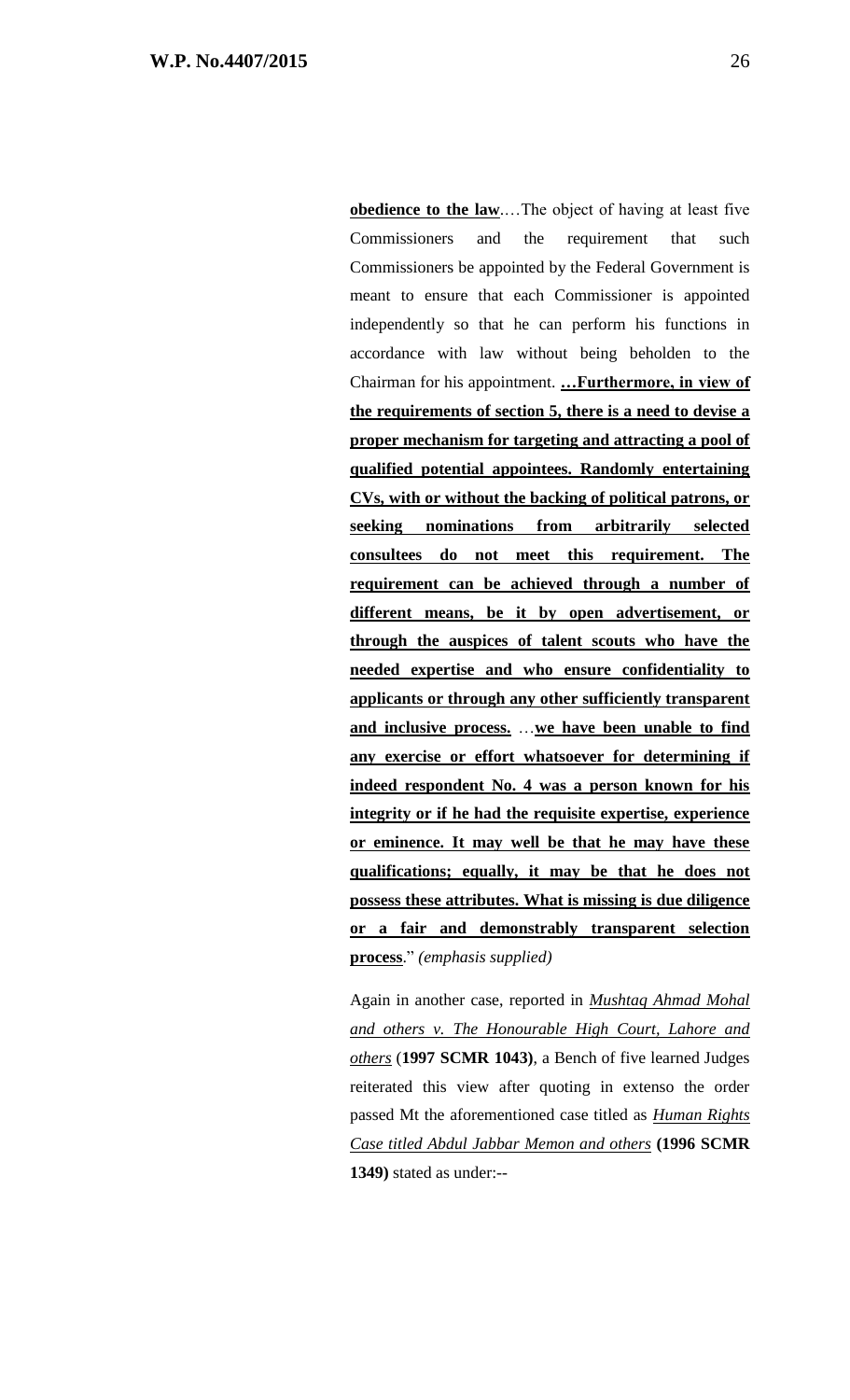**<u>obedience to the law</u>**.…The object of having at least five Commissioners and the requirement that such Commissioners be appointed by the Federal Government is meant to ensure that each Commissioner is appointed independently so that he can perform his functions in accordance with law without being beholden to the Chairman for his appointment. **<u>…Furthermore, in view of the requirements of section 5, there is a need to devise a proper mechanism for targeting and attracting a pool of qualified potential appointees. Randomly entertaining CVs, with or without the backing of political patrons, or seeking nominations from arbitrarily selected consultees do not meet this requirement. The requirement can be achieved through a number of different means, be it by open advertisement, or through the auspices of talent scouts who have the needed expertise and who ensure confidentiality to applicants or through any other sufficiently transparent and inclusive process.</u>** …**<u>we have been unable to find any exercise or effort whatsoever for determining if indeed respondent No. 4 was a person known for his integrity or if he had the requisite expertise, experience or eminence. It may well be that he may have these qualifications; equally, it may be that he does not possess these attributes. What is missing is due diligence or a fair and demonstrably transparent selection process</u>**." *(emphasis supplied)*

Again in another case, reported in *<u>Mushtaq Ahmad Mohal and others v. The Honourable High Court, Lahore and others</u>* (**1997 SCMR 1043**), a Bench of five learned Judges reiterated this view after quoting in extenso the order passed Mt the aforementioned case titled as *<u>Human Rights Case titled Abdul Jabbar Memon and others</u>* **(1996 SCMR 1349)** stated as under:--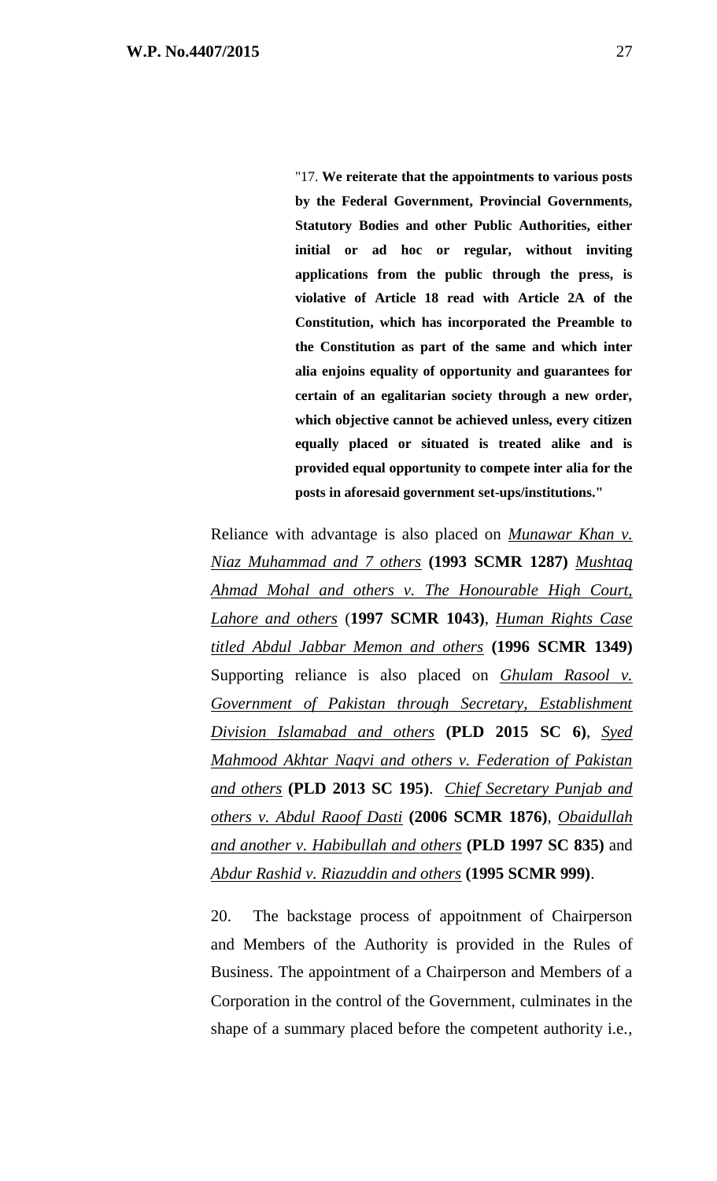> "17. **We reiterate that the appointments to various posts by the Federal Government, Provincial Governments, Statutory Bodies and other Public Authorities, either initial or ad hoc or regular, without inviting applications from the public through the press, is violative of Article 18 read with Article 2A of the Constitution, which has incorporated the Preamble to the Constitution as part of the same and which inter alia enjoins equality of opportunity and guarantees for certain of an egalitarian society through a new order, which objective cannot be achieved unless, every citizen equally placed or situated is treated alike and is provided equal opportunity to compete inter alia for the posts in aforesaid government set-ups/institutions."**

Reliance with advantage is also placed on *Munawar Khan v. Niaz Muhammad and 7 others* **(1993 SCMR 1287)** *Mushtaq Ahmad Mohal and others v. The Honourable High Court, Lahore and others* (**1997 SCMR 1043)**, *Human Rights Case titled Abdul Jabbar Memon and others* **(1996 SCMR 1349)** Supporting reliance is also placed on *Ghulam Rasool v. Government of Pakistan through Secretary, Establishment Division Islamabad and others* **(PLD 2015 SC 6)**, *Syed Mahmood Akhtar Naqvi and others v. Federation of Pakistan and others* **(PLD 2013 SC 195)**. *Chief Secretary Punjab and others v. Abdul Raoof Dasti* **(2006 SCMR 1876)**, *Obaidullah and another v. Habibullah and others* **(PLD 1997 SC 835)** and *Abdur Rashid v. Riazuddin and others* **(1995 SCMR 999)**.

20. The backstage process of appointment of Chairperson and Members of the Authority is provided in the Rules of Business. The appointment of a Chairperson and Members of a Corporation in the control of the Government, culminates in the shape of a summary placed before the competent authority i.e.,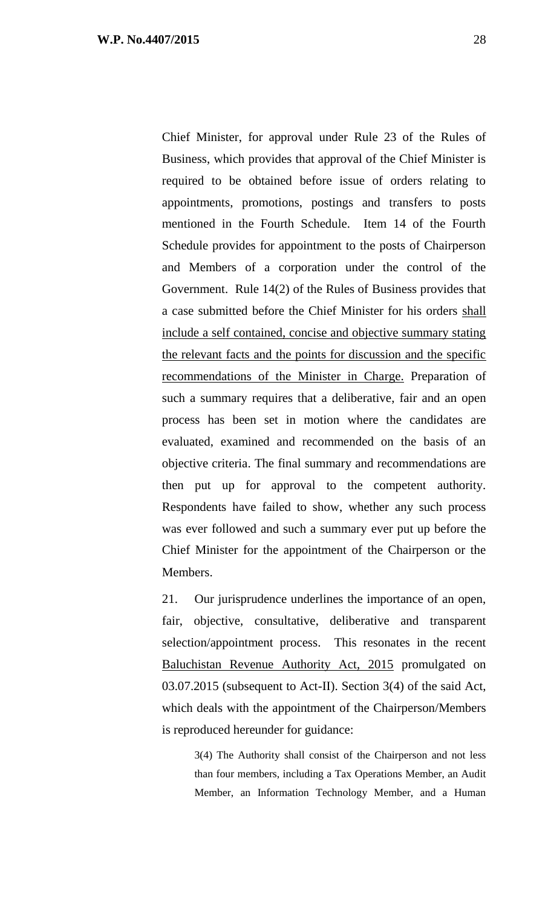Chief Minister, for approval under Rule 23 of the Rules of Business, which provides that approval of the Chief Minister is required to be obtained before issue of orders relating to appointments, promotions, postings and transfers to posts mentioned in the Fourth Schedule. Item 14 of the Fourth Schedule provides for appointment to the posts of Chairperson and Members of a corporation under the control of the Government. Rule 14(2) of the Rules of Business provides that a case submitted before the Chief Minister for his orders <u>shall include a self contained, concise and objective summary stating the relevant facts and the points for discussion and the specific recommendations of the Minister in Charge.</u> Preparation of such a summary requires that a deliberative, fair and an open process has been set in motion where the candidates are evaluated, examined and recommended on the basis of an objective criteria. The final summary and recommendations are then put up for approval to the competent authority. Respondents have failed to show, whether any such process was ever followed and such a summary ever put up before the Chief Minister for the appointment of the Chairperson or the Members.

21. Our jurisprudence underlines the importance of an open, fair, objective, consultative, deliberative and transparent selection/appointment process. This resonates in the recent <u>Baluchistan Revenue Authority Act, 2015</u> promulgated on 03.07.2015 (subsequent to Act-II). Section 3(4) of the said Act, which deals with the appointment of the Chairperson/Members is reproduced hereunder for guidance:

> 3(4) The Authority shall consist of the Chairperson and not less than four members, including a Tax Operations Member, an Audit Member, an Information Technology Member, and a Human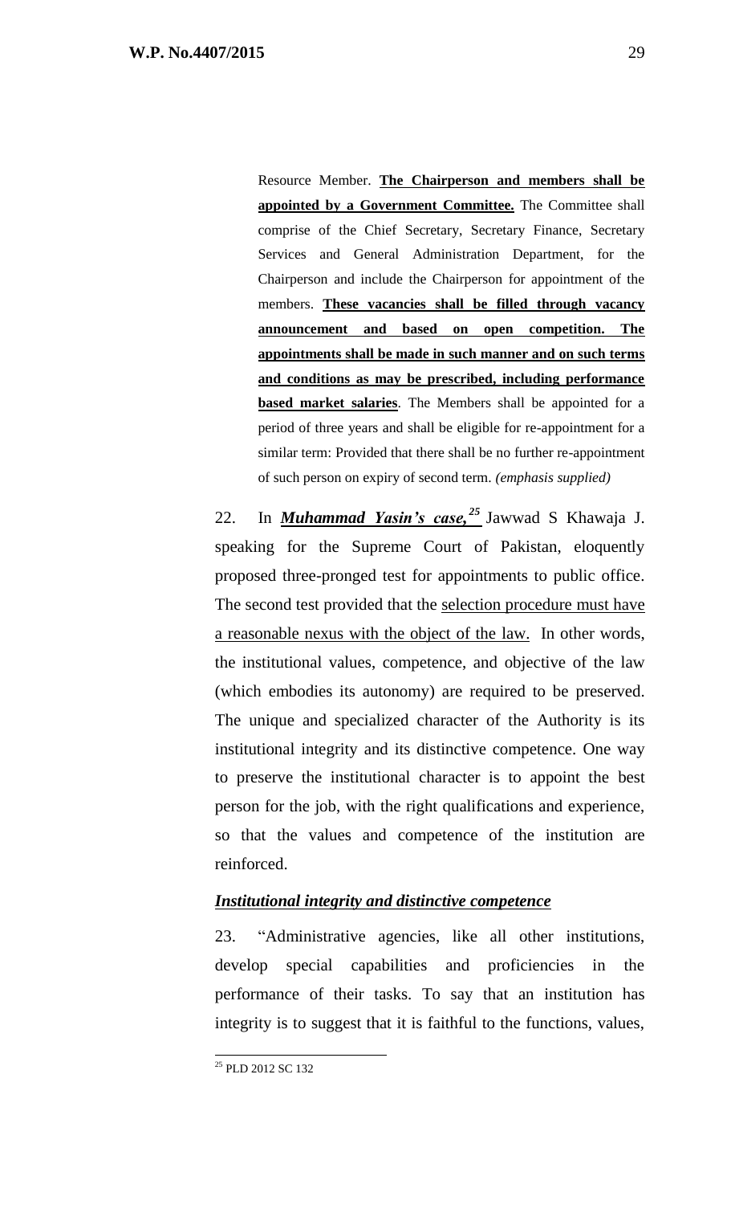> Resource Member. **<u>The Chairperson and members shall be appointed by a Government Committee.</u>** The Committee shall comprise of the Chief Secretary, Secretary Finance, Secretary Services and General Administration Department, for the Chairperson and include the Chairperson for appointment of the members. **<u>These vacancies shall be filled through vacancy announcement and based on open competition. The appointments shall be made in such manner and on such terms and conditions as may be prescribed, including performance based market salaries</u>**. The Members shall be appointed for a period of three years and shall be eligible for re-appointment for a similar term: Provided that there shall be no further re-appointment of such person on expiry of second term. *(emphasis supplied)*

22. In ***<u>Muhammad Yasin's case,</u>***[25] Jawwad S Khawaja J. speaking for the Supreme Court of Pakistan, eloquently proposed three-pronged test for appointments to public office. The second test provided that the <u>selection procedure must have a reasonable nexus with the object of the law.</u> In other words, the institutional values, competence, and objective of the law (which embodies its autonomy) are required to be preserved. The unique and specialized character of the Authority is its institutional integrity and its distinctive competence. One way to preserve the institutional character is to appoint the best person for the job, with the right qualifications and experience, so that the values and competence of the institution are reinforced.

***<u>Institutional integrity and distinctive competence</u>***

23. "Administrative agencies, like all other institutions, develop special capabilities and proficiencies in the performance of their tasks. To say that an institution has integrity is to suggest that it is faithful to the functions, values,

---

[25] PLD 2012 SC 132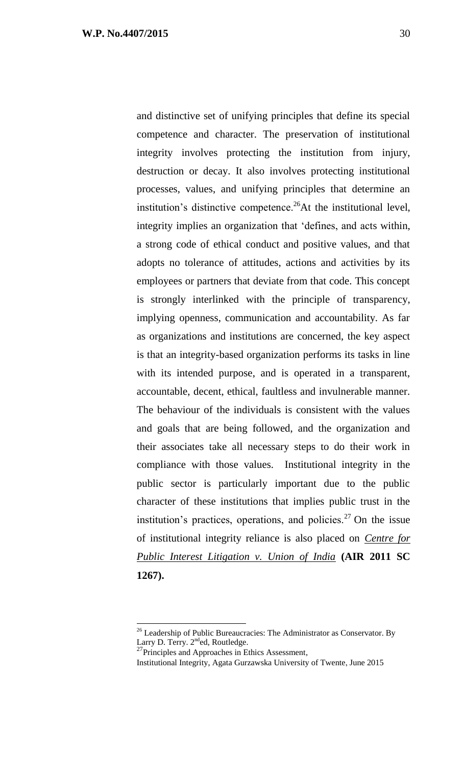and distinctive set of unifying principles that define its special competence and character. The preservation of institutional integrity involves protecting the institution from injury, destruction or decay. It also involves protecting institutional processes, values, and unifying principles that determine an institution's distinctive competence.[26] At the institutional level, integrity implies an organization that 'defines, and acts within, a strong code of ethical conduct and positive values, and that adopts no tolerance of attitudes, actions and activities by its employees or partners that deviate from that code. This concept is strongly interlinked with the principle of transparency, implying openness, communication and accountability. As far as organizations and institutions are concerned, the key aspect is that an integrity-based organization performs its tasks in line with its intended purpose, and is operated in a transparent, accountable, decent, ethical, faultless and invulnerable manner. The behaviour of the individuals is consistent with the values and goals that are being followed, and the organization and their associates take all necessary steps to do their work in compliance with those values. Institutional integrity in the public sector is particularly important due to the public character of these institutions that implies public trust in the institution's practices, operations, and policies.[27] On the issue of institutional integrity reliance is also placed on *Centre for Public Interest Litigation v. Union of India* **(AIR 2011 SC 1267).**

---

[26] Leadership of Public Bureaucracies: The Administrator as Conservator. By Larry D. Terry. 2nd ed, Routledge.

[27] Principles and Approaches in Ethics Assessment, Institutional Integrity, Agata Gurzawska University of Twente, June 2015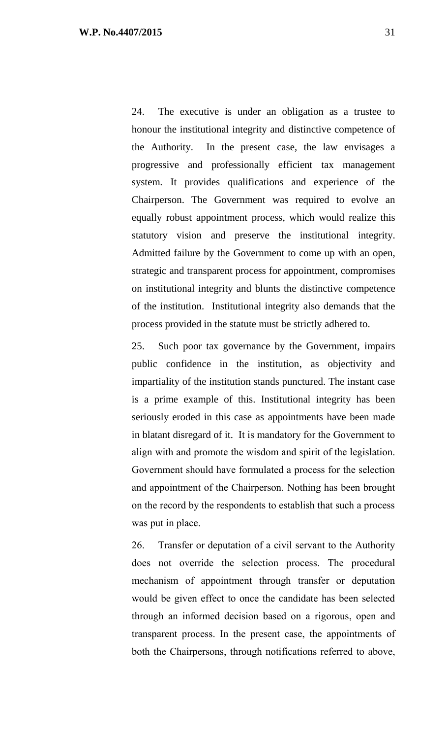24. The executive is under an obligation as a trustee to honour the institutional integrity and distinctive competence of the Authority. In the present case, the law envisages a progressive and professionally efficient tax management system. It provides qualifications and experience of the Chairperson. The Government was required to evolve an equally robust appointment process, which would realize this statutory vision and preserve the institutional integrity. Admitted failure by the Government to come up with an open, strategic and transparent process for appointment, compromises on institutional integrity and blunts the distinctive competence of the institution. Institutional integrity also demands that the process provided in the statute must be strictly adhered to.

25. Such poor tax governance by the Government, impairs public confidence in the institution, as objectivity and impartiality of the institution stands punctured. The instant case is a prime example of this. Institutional integrity has been seriously eroded in this case as appointments have been made in blatant disregard of it. It is mandatory for the Government to align with and promote the wisdom and spirit of the legislation. Government should have formulated a process for the selection and appointment of the Chairperson. Nothing has been brought on the record by the respondents to establish that such a process was put in place.

26. Transfer or deputation of a civil servant to the Authority does not override the selection process. The procedural mechanism of appointment through transfer or deputation would be given effect to once the candidate has been selected through an informed decision based on a rigorous, open and transparent process. In the present case, the appointments of both the Chairpersons, through notifications referred to above,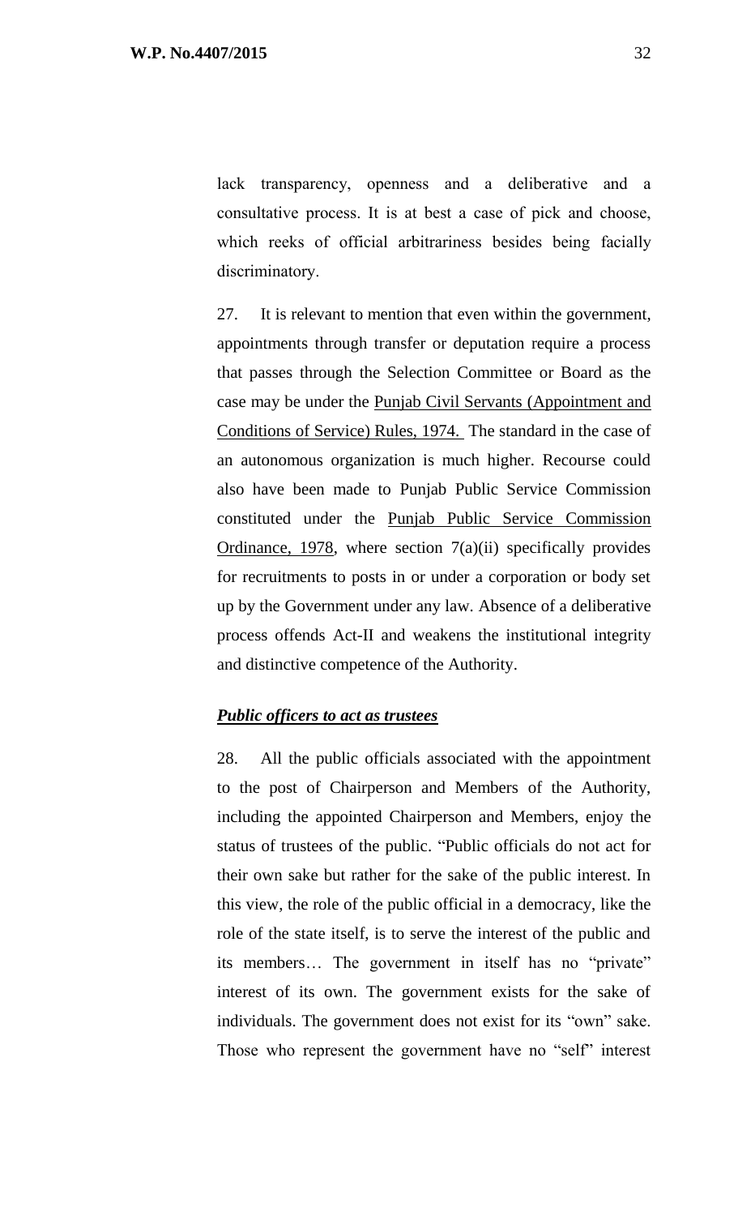lack transparency, openness and a deliberative and a consultative process. It is at best a case of pick and choose, which reeks of official arbitrariness besides being facially discriminatory.

27. It is relevant to mention that even within the government, appointments through transfer or deputation require a process that passes through the Selection Committee or Board as the case may be under the Punjab Civil Servants (Appointment and Conditions of Service) Rules, 1974. The standard in the case of an autonomous organization is much higher. Recourse could also have been made to Punjab Public Service Commission constituted under the Punjab Public Service Commission Ordinance, 1978, where section 7(a)(ii) specifically provides for recruitments to posts in or under a corporation or body set up by the Government under any law. Absence of a deliberative process offends Act-II and weakens the institutional integrity and distinctive competence of the Authority.

***Public officers to act as trustees***

28. All the public officials associated with the appointment to the post of Chairperson and Members of the Authority, including the appointed Chairperson and Members, enjoy the status of trustees of the public. "Public officials do not act for their own sake but rather for the sake of the public interest. In this view, the role of the public official in a democracy, like the role of the state itself, is to serve the interest of the public and its members… The government in itself has no "private" interest of its own. The government exists for the sake of individuals. The government does not exist for its "own" sake. Those who represent the government have no "self" interest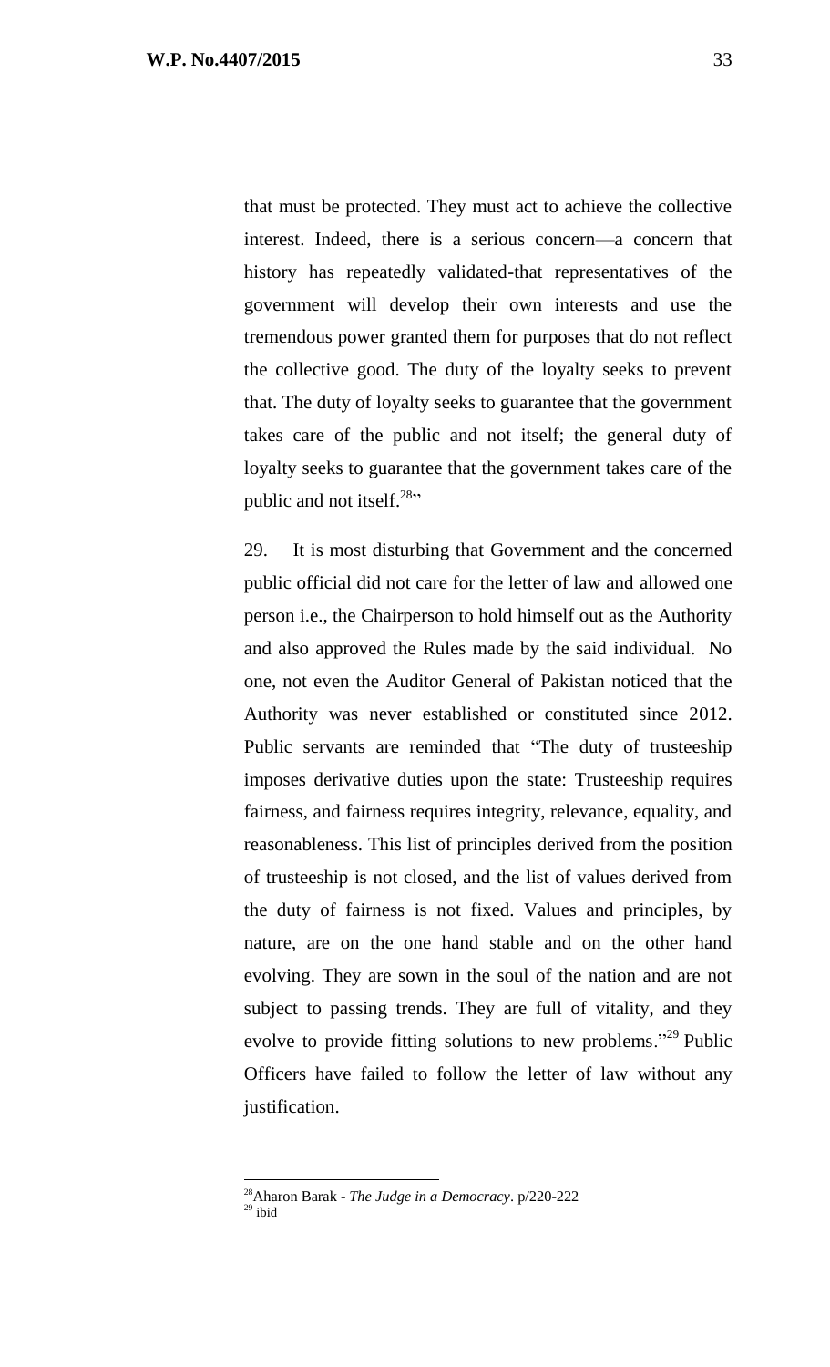that must be protected. They must act to achieve the collective interest. Indeed, there is a serious concern—a concern that history has repeatedly validated-that representatives of the government will develop their own interests and use the tremendous power granted them for purposes that do not reflect the collective good. The duty of the loyalty seeks to prevent that. The duty of loyalty seeks to guarantee that the government takes care of the public and not itself; the general duty of loyalty seeks to guarantee that the government takes care of the public and not itself.[28]"

29. It is most disturbing that Government and the concerned public official did not care for the letter of law and allowed one person i.e., the Chairperson to hold himself out as the Authority and also approved the Rules made by the said individual. No one, not even the Auditor General of Pakistan noticed that the Authority was never established or constituted since 2012. Public servants are reminded that "The duty of trusteeship imposes derivative duties upon the state: Trusteeship requires fairness, and fairness requires integrity, relevance, equality, and reasonableness. This list of principles derived from the position of trusteeship is not closed, and the list of values derived from the duty of fairness is not fixed. Values and principles, by nature, are on the one hand stable and on the other hand evolving. They are sown in the soul of the nation and are not subject to passing trends. They are full of vitality, and they evolve to provide fitting solutions to new problems."[29] Public Officers have failed to follow the letter of law without any justification.

---

[28] Aharon Barak - *The Judge in a Democracy*. p/220-222

[29] ibid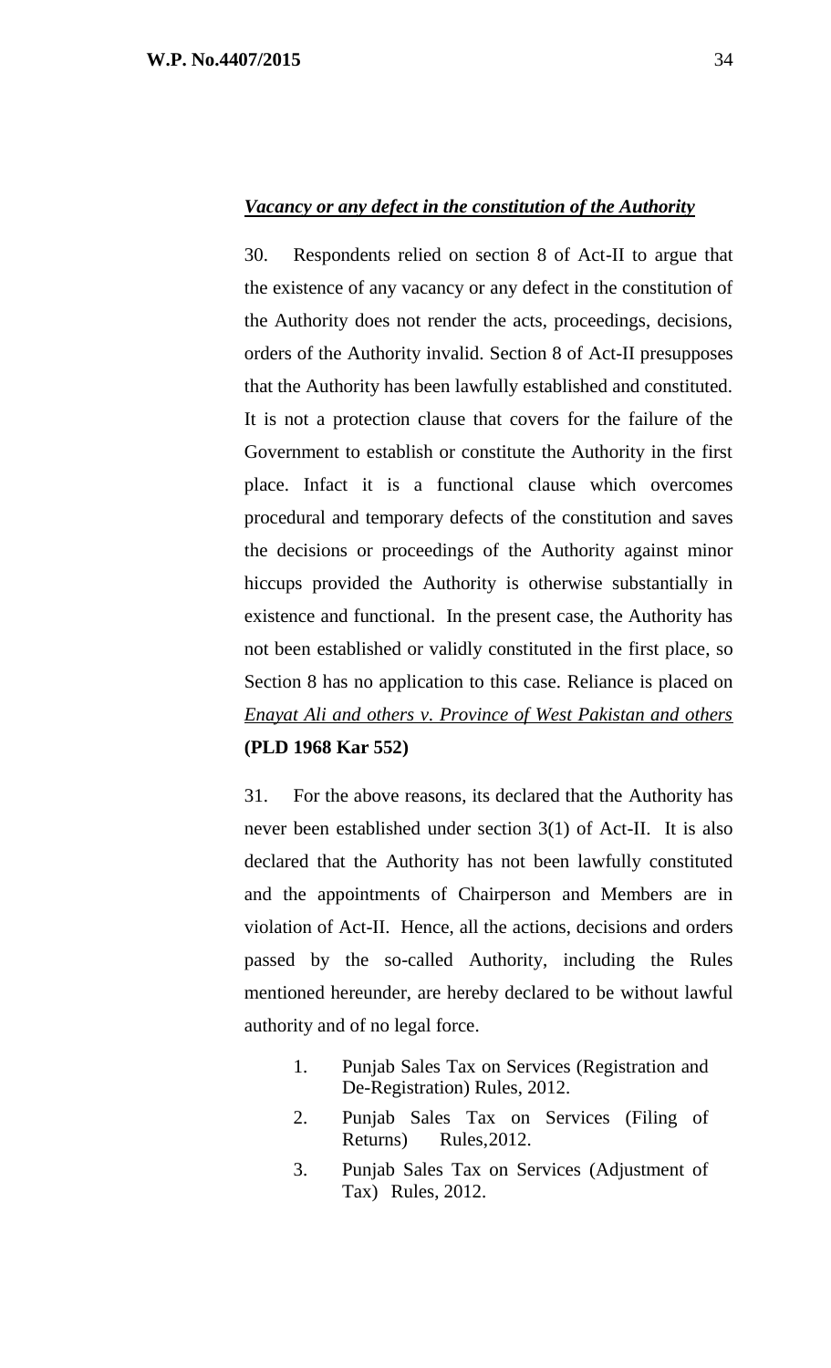***Vacancy or any defect in the constitution of the Authority***

30. Respondents relied on section 8 of Act-II to argue that the existence of any vacancy or any defect in the constitution of the Authority does not render the acts, proceedings, decisions, orders of the Authority invalid. Section 8 of Act-II presupposes that the Authority has been lawfully established and constituted. It is not a protection clause that covers for the failure of the Government to establish or constitute the Authority in the first place. Infact it is a functional clause which overcomes procedural and temporary defects of the constitution and saves the decisions or proceedings of the Authority against minor hiccups provided the Authority is otherwise substantially in existence and functional. In the present case, the Authority has not been established or validly constituted in the first place, so Section 8 has no application to this case. Reliance is placed on *Enayat Ali and others v. Province of West Pakistan and others* **(PLD 1968 Kar 552)**

31. For the above reasons, its declared that the Authority has never been established under section 3(1) of Act-II. It is also declared that the Authority has not been lawfully constituted and the appointments of Chairperson and Members are in violation of Act-II. Hence, all the actions, decisions and orders passed by the so-called Authority, including the Rules mentioned hereunder, are hereby declared to be without lawful authority and of no legal force.

1. Punjab Sales Tax on Services (Registration and De-Registration) Rules, 2012.
2. Punjab Sales Tax on Services (Filing of Returns) Rules,2012.
3. Punjab Sales Tax on Services (Adjustment of Tax) Rules, 2012.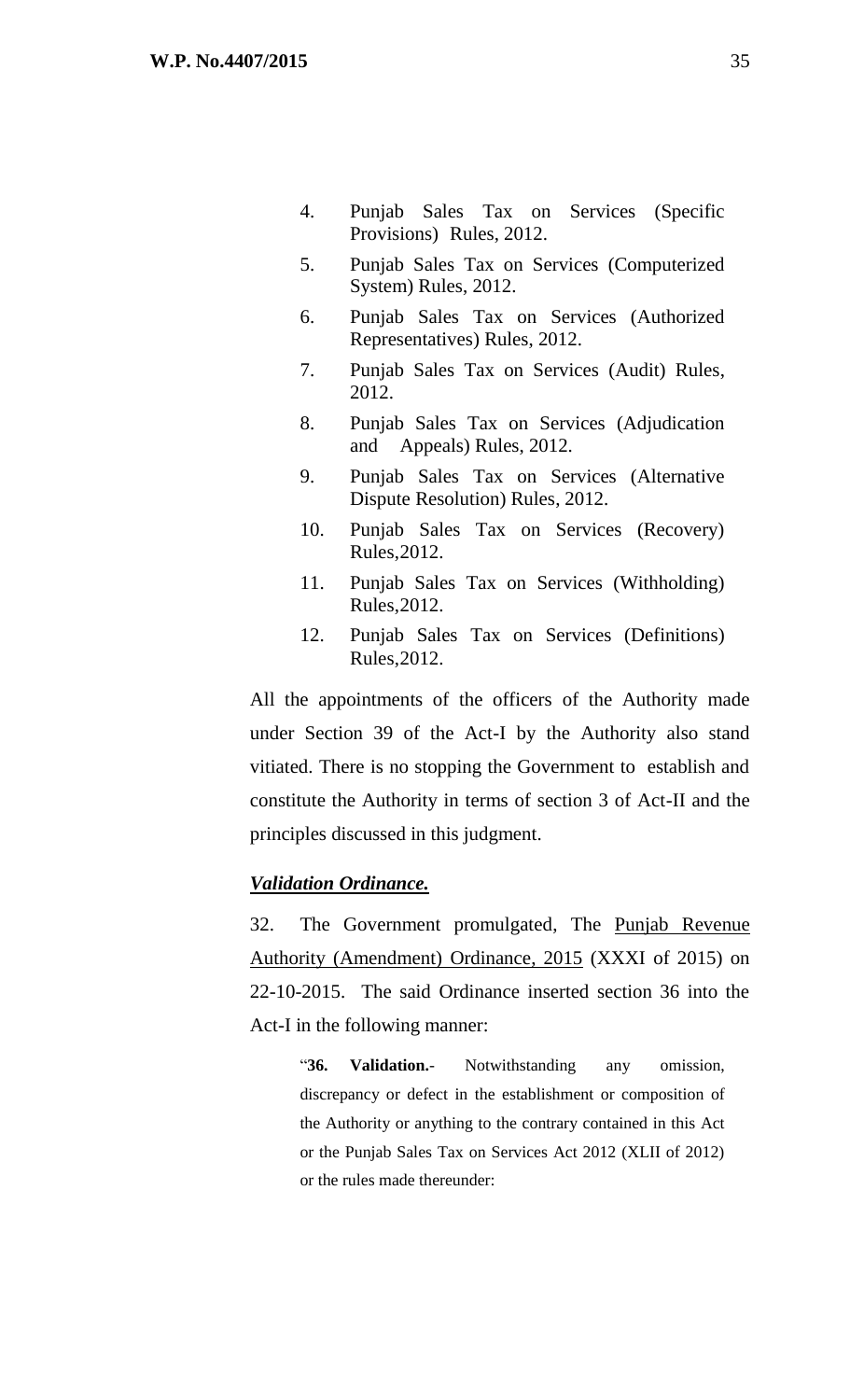4. Punjab Sales Tax on Services (Specific Provisions) Rules, 2012.
5. Punjab Sales Tax on Services (Computerized System) Rules, 2012.
6. Punjab Sales Tax on Services (Authorized Representatives) Rules, 2012.
7. Punjab Sales Tax on Services (Audit) Rules, 2012.
8. Punjab Sales Tax on Services (Adjudication and Appeals) Rules, 2012.
9. Punjab Sales Tax on Services (Alternative Dispute Resolution) Rules, 2012.
10. Punjab Sales Tax on Services (Recovery) Rules,2012.
11. Punjab Sales Tax on Services (Withholding) Rules,2012.
12. Punjab Sales Tax on Services (Definitions) Rules,2012.

All the appointments of the officers of the Authority made under Section 39 of the Act-I by the Authority also stand vitiated. There is no stopping the Government to establish and constitute the Authority in terms of section 3 of Act-II and the principles discussed in this judgment.

***Validation Ordinance.***

32. The Government promulgated, The Punjab Revenue Authority (Amendment) Ordinance, 2015 (XXXI of 2015) on 22-10-2015. The said Ordinance inserted section 36 into the Act-I in the following manner:

> "**36. Validation.**- Notwithstanding any omission, discrepancy or defect in the establishment or composition of the Authority or anything to the contrary contained in this Act or the Punjab Sales Tax on Services Act 2012 (XLII of 2012) or the rules made thereunder: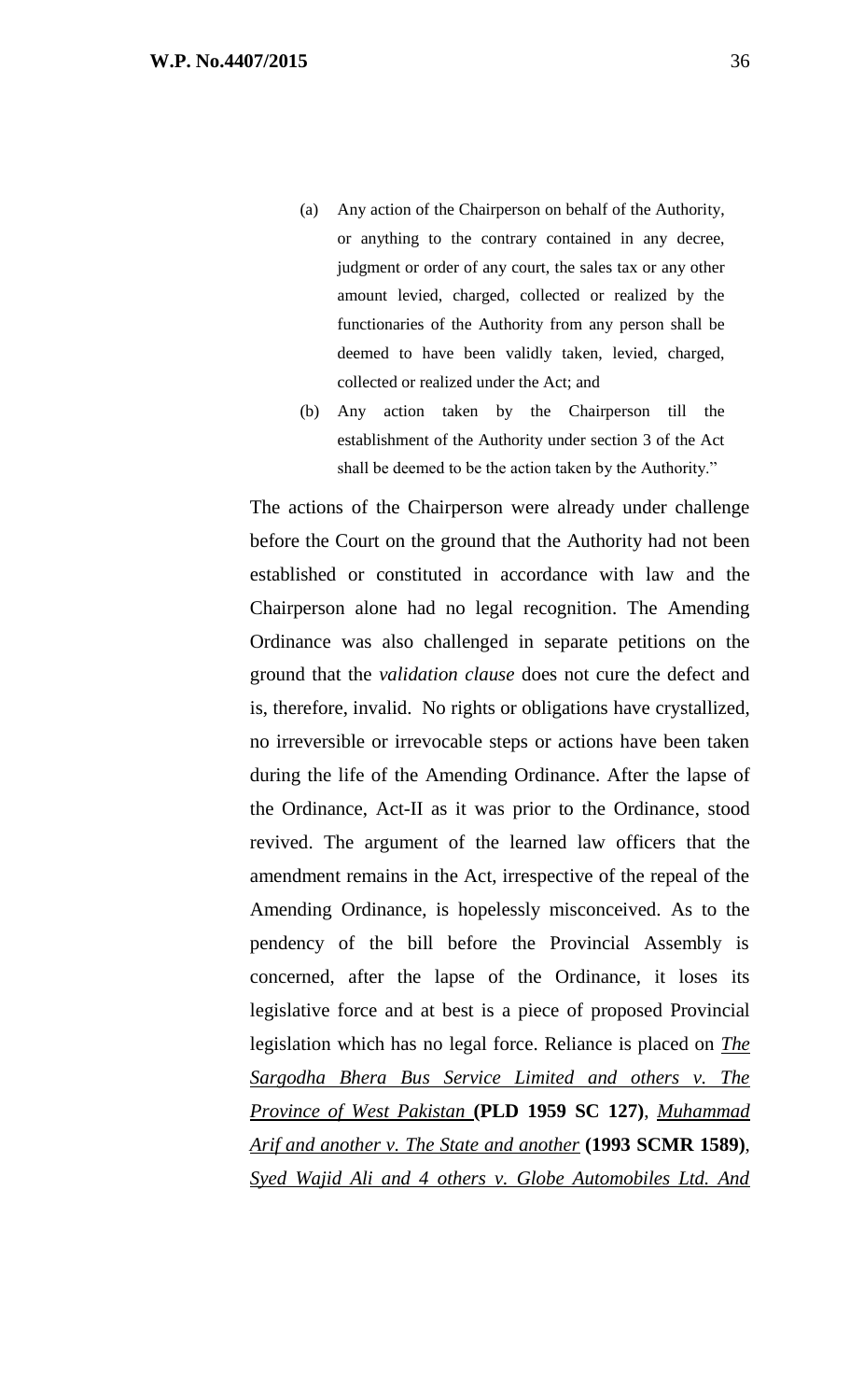(a) Any action of the Chairperson on behalf of the Authority, or anything to the contrary contained in any decree, judgment or order of any court, the sales tax or any other amount levied, charged, collected or realized by the functionaries of the Authority from any person shall be deemed to have been validly taken, levied, charged, collected or realized under the Act; and

(b) Any action taken by the Chairperson till the establishment of the Authority under section 3 of the Act shall be deemed to be the action taken by the Authority."

The actions of the Chairperson were already under challenge before the Court on the ground that the Authority had not been established or constituted in accordance with law and the Chairperson alone had no legal recognition. The Amending Ordinance was also challenged in separate petitions on the ground that the *validation clause* does not cure the defect and is, therefore, invalid. No rights or obligations have crystallized, no irreversible or irrevocable steps or actions have been taken during the life of the Amending Ordinance. After the lapse of the Ordinance, Act-II as it was prior to the Ordinance, stood revived. The argument of the learned law officers that the amendment remains in the Act, irrespective of the repeal of the Amending Ordinance, is hopelessly misconceived. As to the pendency of the bill before the Provincial Assembly is concerned, after the lapse of the Ordinance, it loses its legislative force and at best is a piece of proposed Provincial legislation which has no legal force. Reliance is placed on *The Sargodha Bhera Bus Service Limited and others v. The Province of West Pakistan* **(PLD 1959 SC 127)**, *Muhammad Arif and another v. The State and another* **(1993 SCMR 1589)**, *Syed Wajid Ali and 4 others v. Globe Automobiles Ltd. And*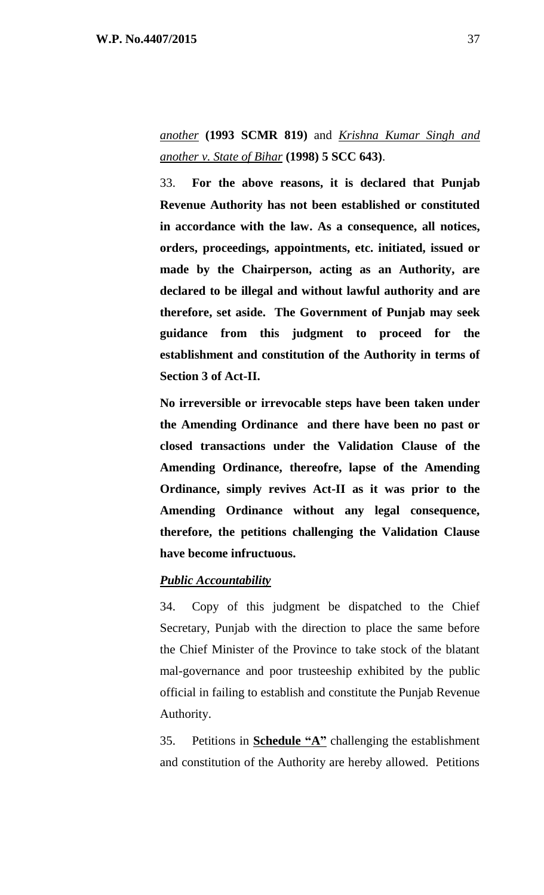*another* **(1993 SCMR 819)** and *Krishna Kumar Singh and another v. State of Bihar* **(1998) 5 SCC 643)**.

33. **For the above reasons, it is declared that Punjab Revenue Authority has not been established or constituted in accordance with the law. As a consequence, all notices, orders, proceedings, appointments, etc. initiated, issued or made by the Chairperson, acting as an Authority, are declared to be illegal and without lawful authority and are therefore, set aside. The Government of Punjab may seek guidance from this judgment to proceed for the establishment and constitution of the Authority in terms of Section 3 of Act-II.**

**No irreversible or irrevocable steps have been taken under the Amending Ordinance and there have been no past or closed transactions under the Validation Clause of the Amending Ordinance, thereofre, lapse of the Amending Ordinance, simply revives Act-II as it was prior to the Amending Ordinance without any legal consequence, therefore, the petitions challenging the Validation Clause have become infructuous.**

***Public Accountability***

34. Copy of this judgment be dispatched to the Chief Secretary, Punjab with the direction to place the same before the Chief Minister of the Province to take stock of the blatant mal-governance and poor trusteeship exhibited by the public official in failing to establish and constitute the Punjab Revenue Authority.

35. Petitions in **Schedule "A"** challenging the establishment and constitution of the Authority are hereby allowed. Petitions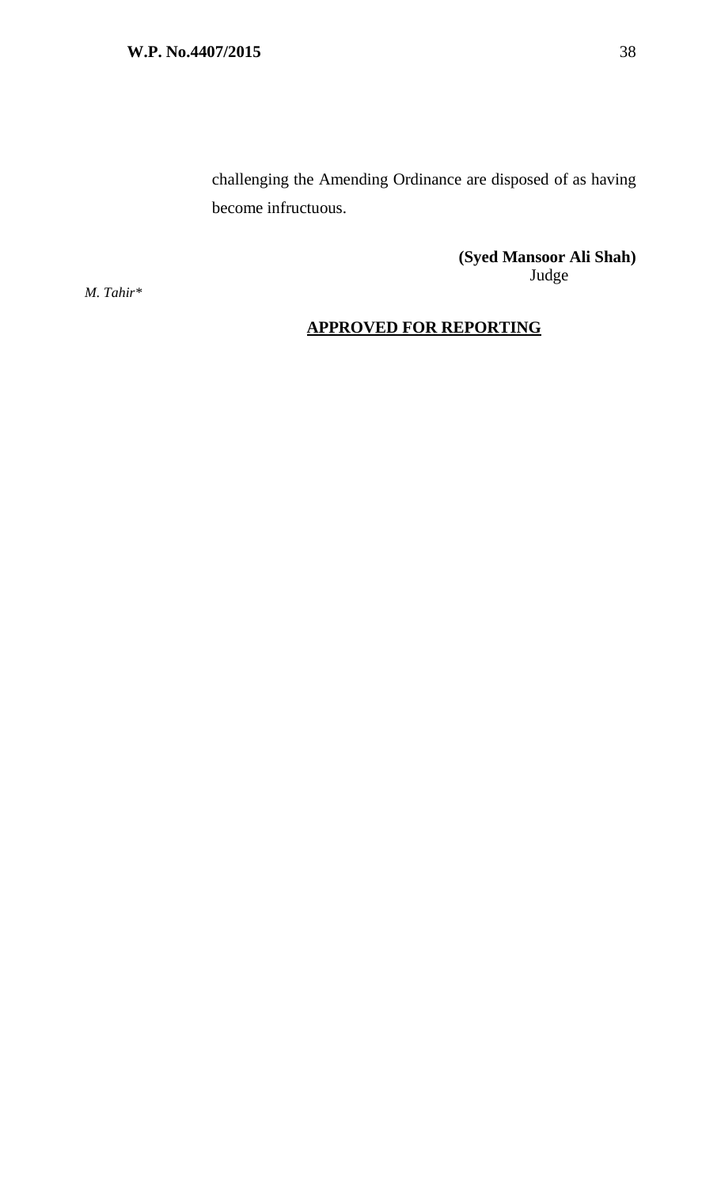challenging the Amending Ordinance are disposed of as having become infructuous.

**(Syed Mansoor Ali Shah)**
Judge

*M. Tahir**

**APPROVED FOR REPORTING**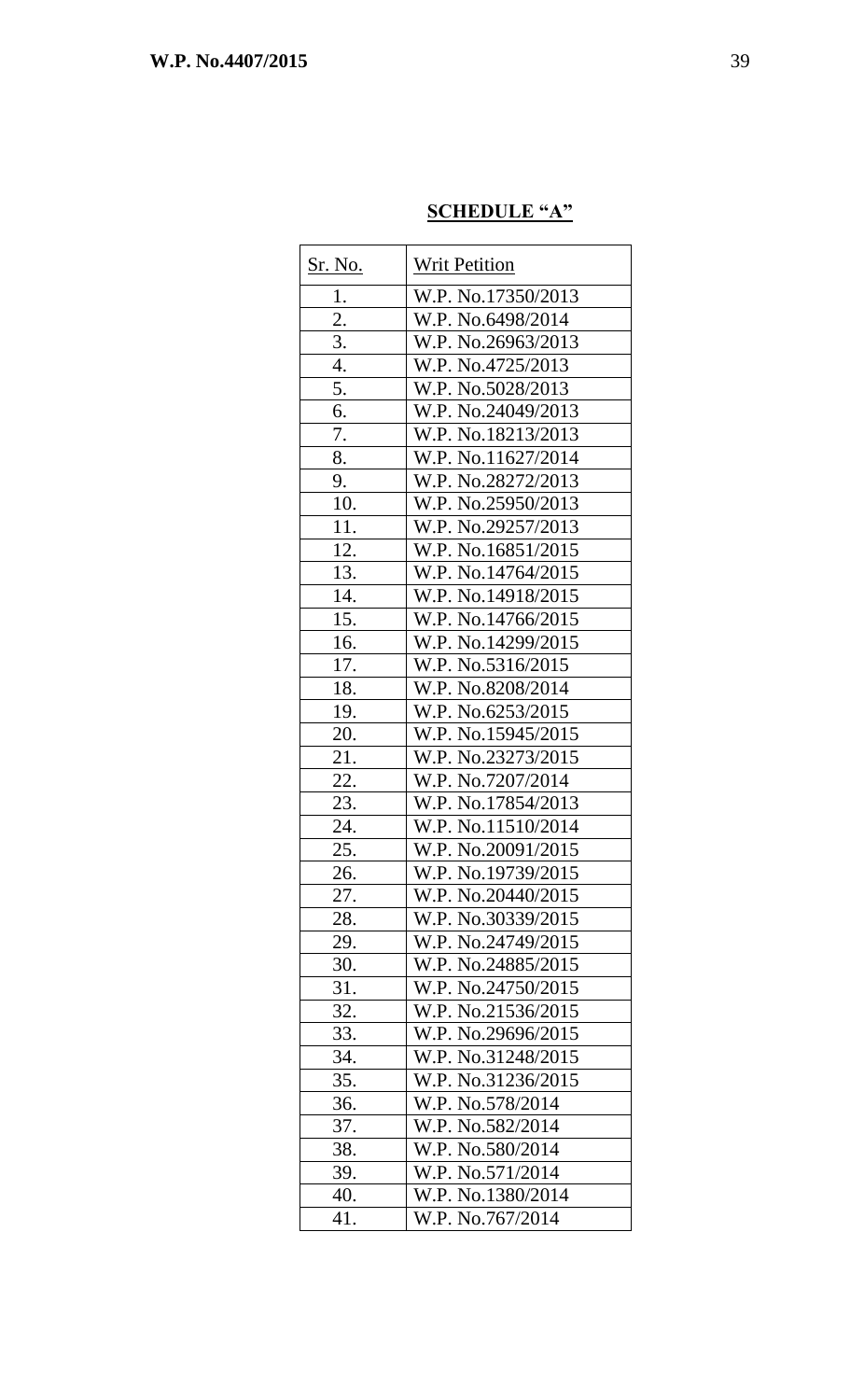**SCHEDULE "A"**

| Sr. No. | Writ Petition |
|---|---|
| 1. | W.P. No.17350/2013 |
| 2. | W.P. No.6498/2014 |
| 3. | W.P. No.26963/2013 |
| 4. | W.P. No.4725/2013 |
| 5. | W.P. No.5028/2013 |
| 6. | W.P. No.24049/2013 |
| 7. | W.P. No.18213/2013 |
| 8. | W.P. No.11627/2014 |
| 9. | W.P. No.28272/2013 |
| 10. | W.P. No.25950/2013 |
| 11. | W.P. No.29257/2013 |
| 12. | W.P. No.16851/2015 |
| 13. | W.P. No.14764/2015 |
| 14. | W.P. No.14918/2015 |
| 15. | W.P. No.14766/2015 |
| 16. | W.P. No.14299/2015 |
| 17. | W.P. No.5316/2015 |
| 18. | W.P. No.8208/2014 |
| 19. | W.P. No.6253/2015 |
| 20. | W.P. No.15945/2015 |
| 21. | W.P. No.23273/2015 |
| 22. | W.P. No.7207/2014 |
| 23. | W.P. No.17854/2013 |
| 24. | W.P. No.11510/2014 |
| 25. | W.P. No.20091/2015 |
| 26. | W.P. No.19739/2015 |
| 27. | W.P. No.20440/2015 |
| 28. | W.P. No.30339/2015 |
| 29. | W.P. No.24749/2015 |
| 30. | W.P. No.24885/2015 |
| 31. | W.P. No.24750/2015 |
| 32. | W.P. No.21536/2015 |
| 33. | W.P. No.29696/2015 |
| 34. | W.P. No.31248/2015 |
| 35. | W.P. No.31236/2015 |
| 36. | W.P. No.578/2014 |
| 37. | W.P. No.582/2014 |
| 38. | W.P. No.580/2014 |
| 39. | W.P. No.571/2014 |
| 40. | W.P. No.1380/2014 |
| 41. | W.P. No.767/2014 |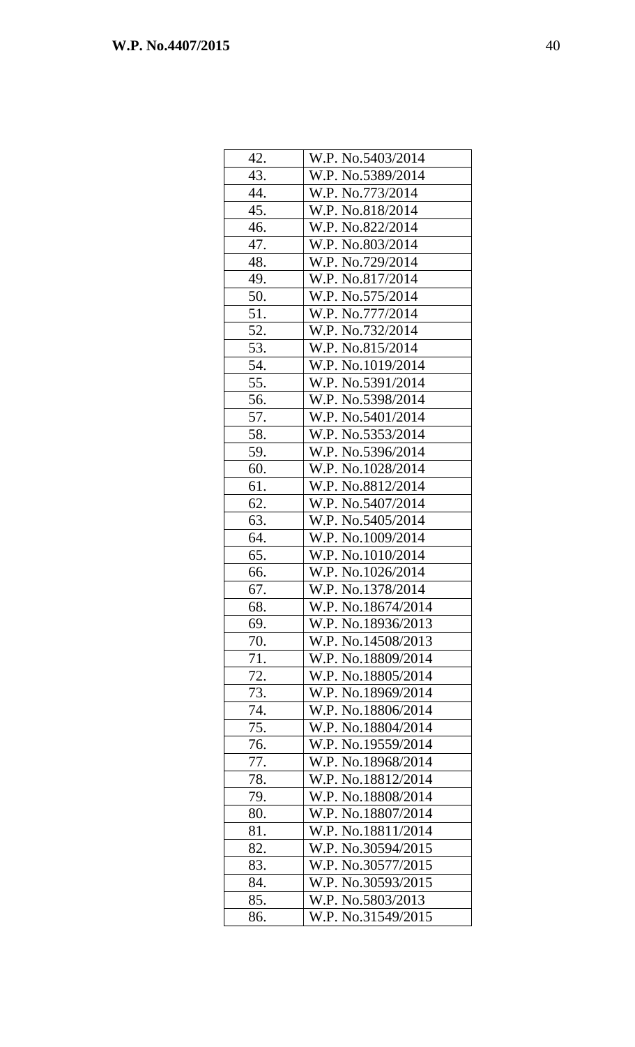| | |
|---|---|
| 42. | W.P. No.5403/2014 |
| 43. | W.P. No.5389/2014 |
| 44. | W.P. No.773/2014 |
| 45. | W.P. No.818/2014 |
| 46. | W.P. No.822/2014 |
| 47. | W.P. No.803/2014 |
| 48. | W.P. No.729/2014 |
| 49. | W.P. No.817/2014 |
| 50. | W.P. No.575/2014 |
| 51. | W.P. No.777/2014 |
| 52. | W.P. No.732/2014 |
| 53. | W.P. No.815/2014 |
| 54. | W.P. No.1019/2014 |
| 55. | W.P. No.5391/2014 |
| 56. | W.P. No.5398/2014 |
| 57. | W.P. No.5401/2014 |
| 58. | W.P. No.5353/2014 |
| 59. | W.P. No.5396/2014 |
| 60. | W.P. No.1028/2014 |
| 61. | W.P. No.8812/2014 |
| 62. | W.P. No.5407/2014 |
| 63. | W.P. No.5405/2014 |
| 64. | W.P. No.1009/2014 |
| 65. | W.P. No.1010/2014 |
| 66. | W.P. No.1026/2014 |
| 67. | W.P. No.1378/2014 |
| 68. | W.P. No.18674/2014 |
| 69. | W.P. No.18936/2013 |
| 70. | W.P. No.14508/2013 |
| 71. | W.P. No.18809/2014 |
| 72. | W.P. No.18805/2014 |
| 73. | W.P. No.18969/2014 |
| 74. | W.P. No.18806/2014 |
| 75. | W.P. No.18804/2014 |
| 76. | W.P. No.19559/2014 |
| 77. | W.P. No.18968/2014 |
| 78. | W.P. No.18812/2014 |
| 79. | W.P. No.18808/2014 |
| 80. | W.P. No.18807/2014 |
| 81. | W.P. No.18811/2014 |
| 82. | W.P. No.30594/2015 |
| 83. | W.P. No.30577/2015 |
| 84. | W.P. No.30593/2015 |
| 85. | W.P. No.5803/2013 |
| 86. | W.P. No.31549/2015 |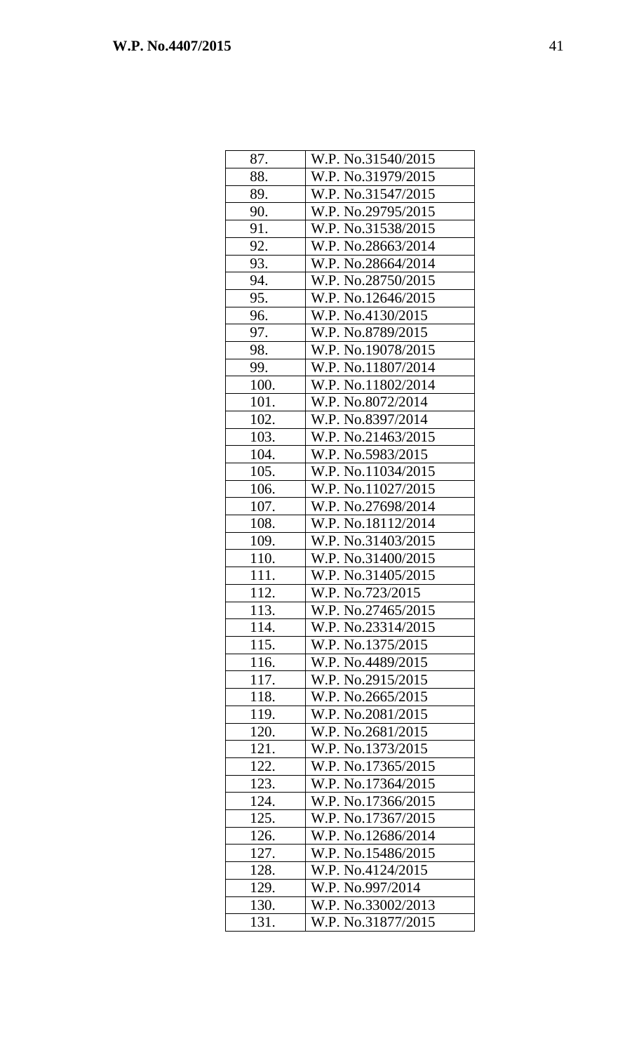| | |
|---|---|
| 87. | W.P. No.31540/2015 |
| 88. | W.P. No.31979/2015 |
| 89. | W.P. No.31547/2015 |
| 90. | W.P. No.29795/2015 |
| 91. | W.P. No.31538/2015 |
| 92. | W.P. No.28663/2014 |
| 93. | W.P. No.28664/2014 |
| 94. | W.P. No.28750/2015 |
| 95. | W.P. No.12646/2015 |
| 96. | W.P. No.4130/2015 |
| 97. | W.P. No.8789/2015 |
| 98. | W.P. No.19078/2015 |
| 99. | W.P. No.11807/2014 |
| 100. | W.P. No.11802/2014 |
| 101. | W.P. No.8072/2014 |
| 102. | W.P. No.8397/2014 |
| 103. | W.P. No.21463/2015 |
| 104. | W.P. No.5983/2015 |
| 105. | W.P. No.11034/2015 |
| 106. | W.P. No.11027/2015 |
| 107. | W.P. No.27698/2014 |
| 108. | W.P. No.18112/2014 |
| 109. | W.P. No.31403/2015 |
| 110. | W.P. No.31400/2015 |
| 111. | W.P. No.31405/2015 |
| 112. | W.P. No.723/2015 |
| 113. | W.P. No.27465/2015 |
| 114. | W.P. No.23314/2015 |
| 115. | W.P. No.1375/2015 |
| 116. | W.P. No.4489/2015 |
| 117. | W.P. No.2915/2015 |
| 118. | W.P. No.2665/2015 |
| 119. | W.P. No.2081/2015 |
| 120. | W.P. No.2681/2015 |
| 121. | W.P. No.1373/2015 |
| 122. | W.P. No.17365/2015 |
| 123. | W.P. No.17364/2015 |
| 124. | W.P. No.17366/2015 |
| 125. | W.P. No.17367/2015 |
| 126. | W.P. No.12686/2014 |
| 127. | W.P. No.15486/2015 |
| 128. | W.P. No.4124/2015 |
| 129. | W.P. No.997/2014 |
| 130. | W.P. No.33002/2013 |
| 131. | W.P. No.31877/2015 |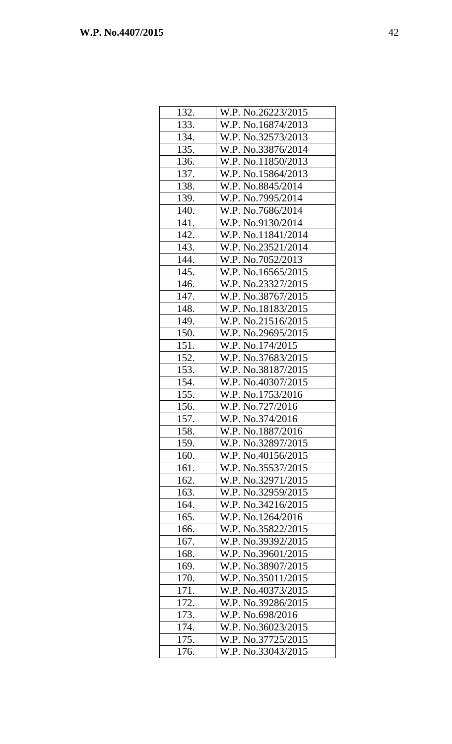| | |
|---|---|
| 132. | W.P. No.26223/2015 |
| 133. | W.P. No.16874/2013 |
| 134. | W.P. No.32573/2013 |
| 135. | W.P. No.33876/2014 |
| 136. | W.P. No.11850/2013 |
| 137. | W.P. No.15864/2013 |
| 138. | W.P. No.8845/2014 |
| 139. | W.P. No.7995/2014 |
| 140. | W.P. No.7686/2014 |
| 141. | W.P. No.9130/2014 |
| 142. | W.P. No.11841/2014 |
| 143. | W.P. No.23521/2014 |
| 144. | W.P. No.7052/2013 |
| 145. | W.P. No.16565/2015 |
| 146. | W.P. No.23327/2015 |
| 147. | W.P. No.38767/2015 |
| 148. | W.P. No.18183/2015 |
| 149. | W.P. No.21516/2015 |
| 150. | W.P. No.29695/2015 |
| 151. | W.P. No.174/2015 |
| 152. | W.P. No.37683/2015 |
| 153. | W.P. No.38187/2015 |
| 154. | W.P. No.40307/2015 |
| 155. | W.P. No.1753/2016 |
| 156. | W.P. No.727/2016 |
| 157. | W.P. No.374/2016 |
| 158. | W.P. No.1887/2016 |
| 159. | W.P. No.32897/2015 |
| 160. | W.P. No.40156/2015 |
| 161. | W.P. No.35537/2015 |
| 162. | W.P. No.32971/2015 |
| 163. | W.P. No.32959/2015 |
| 164. | W.P. No.34216/2015 |
| 165. | W.P. No.1264/2016 |
| 166. | W.P. No.35822/2015 |
| 167. | W.P. No.39392/2015 |
| 168. | W.P. No.39601/2015 |
| 169. | W.P. No.38907/2015 |
| 170. | W.P. No.35011/2015 |
| 171. | W.P. No.40373/2015 |
| 172. | W.P. No.39286/2015 |
| 173. | W.P. No.698/2016 |
| 174. | W.P. No.36023/2015 |
| 175. | W.P. No.37725/2015 |
| 176. | W.P. No.33043/2015 |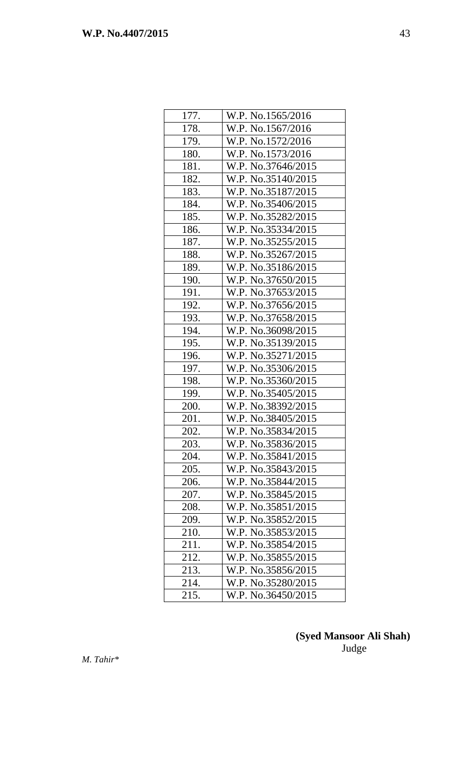| | |
|---|---|
| 177. | W.P. No.1565/2016 |
| 178. | W.P. No.1567/2016 |
| 179. | W.P. No.1572/2016 |
| 180. | W.P. No.1573/2016 |
| 181. | W.P. No.37646/2015 |
| 182. | W.P. No.35140/2015 |
| 183. | W.P. No.35187/2015 |
| 184. | W.P. No.35406/2015 |
| 185. | W.P. No.35282/2015 |
| 186. | W.P. No.35334/2015 |
| 187. | W.P. No.35255/2015 |
| 188. | W.P. No.35267/2015 |
| 189. | W.P. No.35186/2015 |
| 190. | W.P. No.37650/2015 |
| 191. | W.P. No.37653/2015 |
| 192. | W.P. No.37656/2015 |
| 193. | W.P. No.37658/2015 |
| 194. | W.P. No.36098/2015 |
| 195. | W.P. No.35139/2015 |
| 196. | W.P. No.35271/2015 |
| 197. | W.P. No.35306/2015 |
| 198. | W.P. No.35360/2015 |
| 199. | W.P. No.35405/2015 |
| 200. | W.P. No.38392/2015 |
| 201. | W.P. No.38405/2015 |
| 202. | W.P. No.35834/2015 |
| 203. | W.P. No.35836/2015 |
| 204. | W.P. No.35841/2015 |
| 205. | W.P. No.35843/2015 |
| 206. | W.P. No.35844/2015 |
| 207. | W.P. No.35845/2015 |
| 208. | W.P. No.35851/2015 |
| 209. | W.P. No.35852/2015 |
| 210. | W.P. No.35853/2015 |
| 211. | W.P. No.35854/2015 |
| 212. | W.P. No.35855/2015 |
| 213. | W.P. No.35856/2015 |
| 214. | W.P. No.35280/2015 |
| 215. | W.P. No.36450/2015 |

**(Syed Mansoor Ali Shah)**
Judge

*M. Tahir**